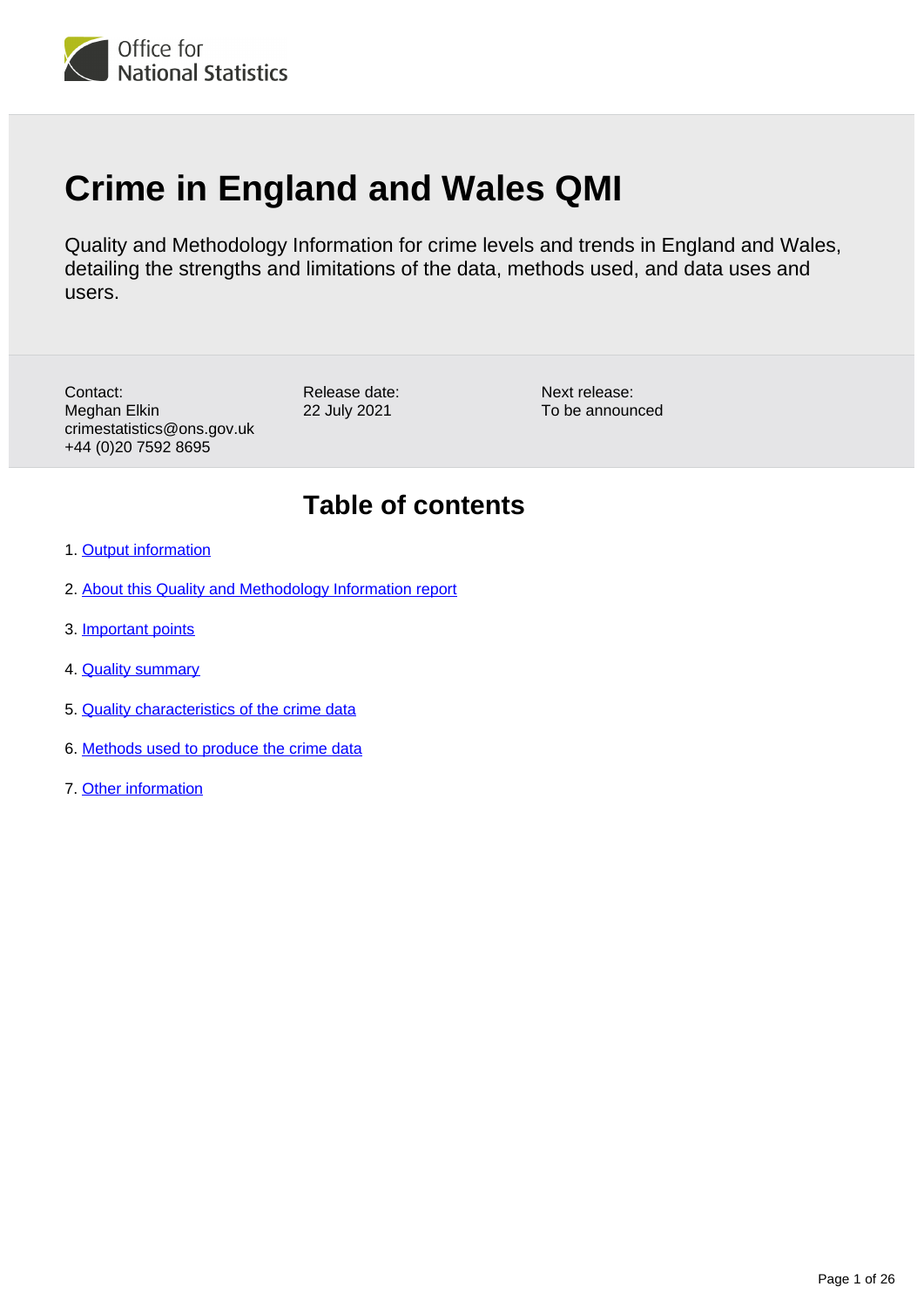Office for National Statistics

# Crime in England and Wales QMI

Quality and Methodology Information for crime levels and trends in England and Wales, detailing the strengths and limitations of the data, methods used, and data uses and users.

Contact:
Meghan Elkin
crimestatistics@ons.gov.uk
+44 (0)20 7592 8695

Release date:
22 July 2021

Next release:
To be announced

## Table of contents

1. Output information
2. About this Quality and Methodology Information report
3. Important points
4. Quality summary
5. Quality characteristics of the crime data
6. Methods used to produce the crime data
7. Other information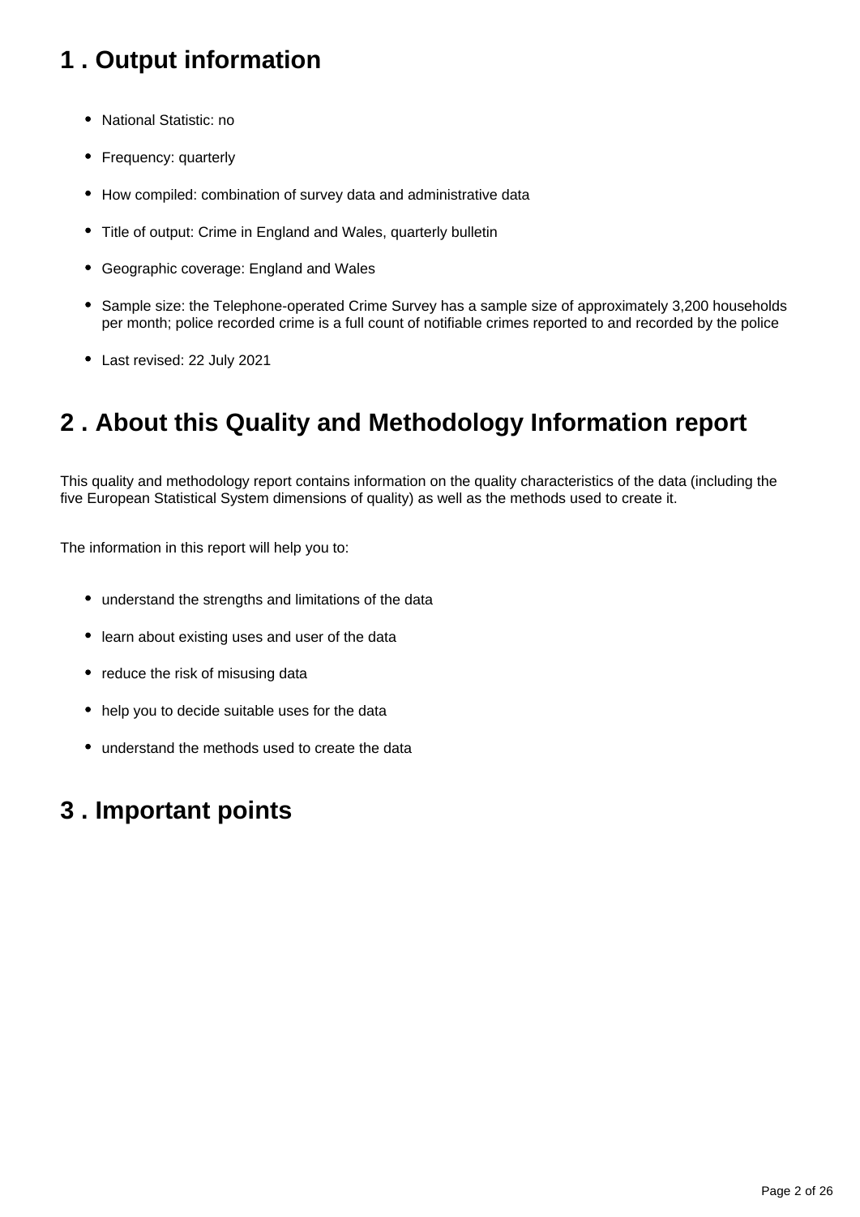## 1 . Output information

- National Statistic: no
- Frequency: quarterly
- How compiled: combination of survey data and administrative data
- Title of output: Crime in England and Wales, quarterly bulletin
- Geographic coverage: England and Wales
- Sample size: the Telephone-operated Crime Survey has a sample size of approximately 3,200 households per month; police recorded crime is a full count of notifiable crimes reported to and recorded by the police
- Last revised: 22 July 2021

## 2 . About this Quality and Methodology Information report

This quality and methodology report contains information on the quality characteristics of the data (including the five European Statistical System dimensions of quality) as well as the methods used to create it.

The information in this report will help you to:

- understand the strengths and limitations of the data
- learn about existing uses and user of the data
- reduce the risk of misusing data
- help you to decide suitable uses for the data
- understand the methods used to create the data

## 3 . Important points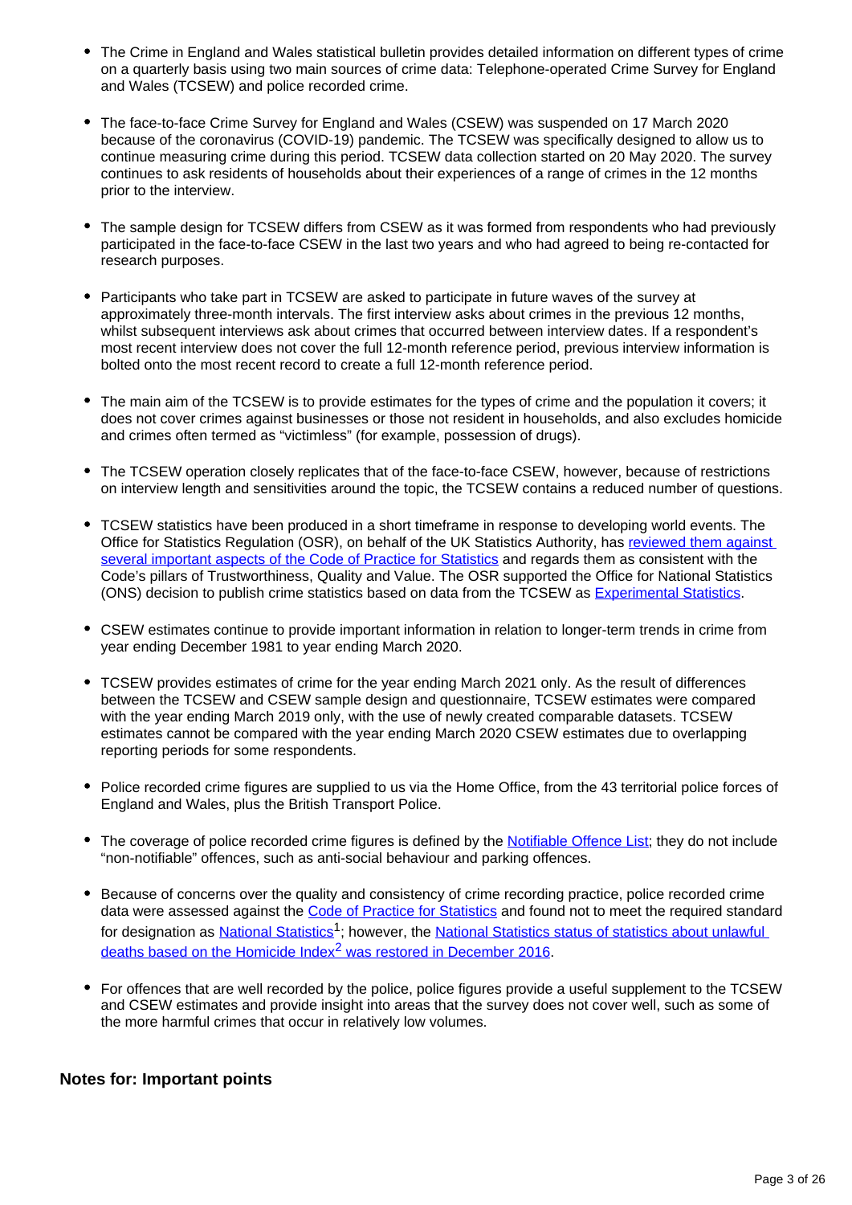- The Crime in England and Wales statistical bulletin provides detailed information on different types of crime on a quarterly basis using two main sources of crime data: Telephone-operated Crime Survey for England and Wales (TCSEW) and police recorded crime.

- The face-to-face Crime Survey for England and Wales (CSEW) was suspended on 17 March 2020 because of the coronavirus (COVID-19) pandemic. The TCSEW was specifically designed to allow us to continue measuring crime during this period. TCSEW data collection started on 20 May 2020. The survey continues to ask residents of households about their experiences of a range of crimes in the 12 months prior to the interview.

- The sample design for TCSEW differs from CSEW as it was formed from respondents who had previously participated in the face-to-face CSEW in the last two years and who had agreed to being re-contacted for research purposes.

- Participants who take part in TCSEW are asked to participate in future waves of the survey at approximately three-month intervals. The first interview asks about crimes in the previous 12 months, whilst subsequent interviews ask about crimes that occurred between interview dates. If a respondent's most recent interview does not cover the full 12-month reference period, previous interview information is bolted onto the most recent record to create a full 12-month reference period.

- The main aim of the TCSEW is to provide estimates for the types of crime and the population it covers; it does not cover crimes against businesses or those not resident in households, and also excludes homicide and crimes often termed as "victimless" (for example, possession of drugs).

- The TCSEW operation closely replicates that of the face-to-face CSEW, however, because of restrictions on interview length and sensitivities around the topic, the TCSEW contains a reduced number of questions.

- TCSEW statistics have been produced in a short timeframe in response to developing world events. The Office for Statistics Regulation (OSR), on behalf of the UK Statistics Authority, has [reviewed them against several important aspects of the Code of Practice for Statistics]() and regards them as consistent with the Code's pillars of Trustworthiness, Quality and Value. The OSR supported the Office for National Statistics (ONS) decision to publish crime statistics based on data from the TCSEW as [Experimental Statistics]().

- CSEW estimates continue to provide important information in relation to longer-term trends in crime from year ending December 1981 to year ending March 2020.

- TCSEW provides estimates of crime for the year ending March 2021 only. As the result of differences between the TCSEW and CSEW sample design and questionnaire, TCSEW estimates were compared with the year ending March 2019 only, with the use of newly created comparable datasets. TCSEW estimates cannot be compared with the year ending March 2020 CSEW estimates due to overlapping reporting periods for some respondents.

- Police recorded crime figures are supplied to us via the Home Office, from the 43 territorial police forces of England and Wales, plus the British Transport Police.

- The coverage of police recorded crime figures is defined by the [Notifiable Offence List](); they do not include "non-notifiable" offences, such as anti-social behaviour and parking offences.

- Because of concerns over the quality and consistency of crime recording practice, police recorded crime data were assessed against the [Code of Practice for Statistics]() and found not to meet the required standard for designation as [National Statistics]()[1]; however, the [National Statistics status of statistics about unlawful deaths based on the Homicide Index[2] was restored in December 2016]().

- For offences that are well recorded by the police, police figures provide a useful supplement to the TCSEW and CSEW estimates and provide insight into areas that the survey does not cover well, such as some of the more harmful crimes that occur in relatively low volumes.

### Notes for: Important points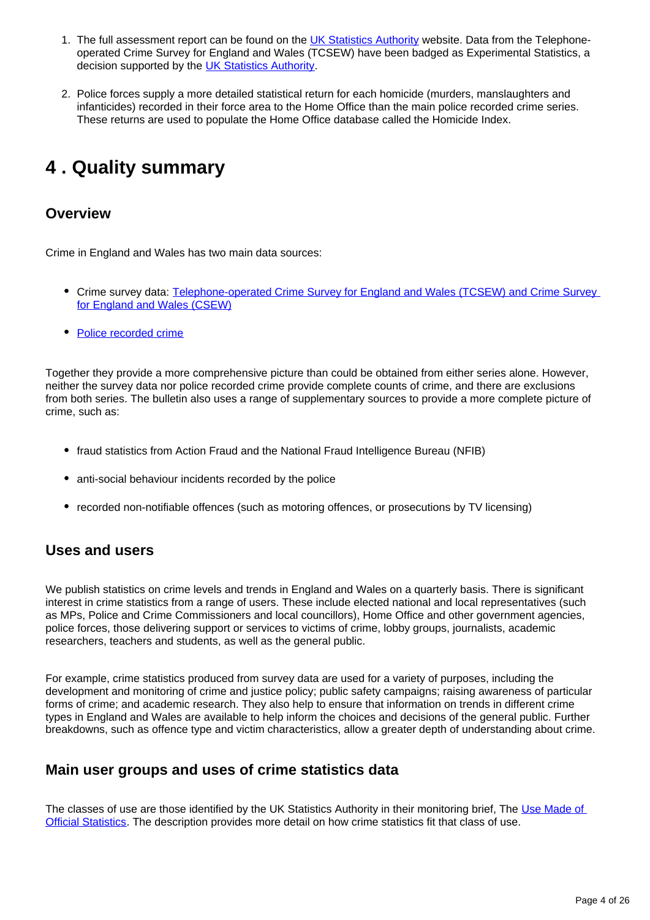1. The full assessment report can be found on the UK Statistics Authority website. Data from the Telephone-operated Crime Survey for England and Wales (TCSEW) have been badged as Experimental Statistics, a decision supported by the UK Statistics Authority.

2. Police forces supply a more detailed statistical return for each homicide (murders, manslaughters and infanticides) recorded in their force area to the Home Office than the main police recorded crime series. These returns are used to populate the Home Office database called the Homicide Index.

# 4 . Quality summary

## Overview

Crime in England and Wales has two main data sources:

- Crime survey data: Telephone-operated Crime Survey for England and Wales (TCSEW) and Crime Survey for England and Wales (CSEW)
- Police recorded crime

Together they provide a more comprehensive picture than could be obtained from either series alone. However, neither the survey data nor police recorded crime provide complete counts of crime, and there are exclusions from both series. The bulletin also uses a range of supplementary sources to provide a more complete picture of crime, such as:

- fraud statistics from Action Fraud and the National Fraud Intelligence Bureau (NFIB)
- anti-social behaviour incidents recorded by the police
- recorded non-notifiable offences (such as motoring offences, or prosecutions by TV licensing)

## Uses and users

We publish statistics on crime levels and trends in England and Wales on a quarterly basis. There is significant interest in crime statistics from a range of users. These include elected national and local representatives (such as MPs, Police and Crime Commissioners and local councillors), Home Office and other government agencies, police forces, those delivering support or services to victims of crime, lobby groups, journalists, academic researchers, teachers and students, as well as the general public.

For example, crime statistics produced from survey data are used for a variety of purposes, including the development and monitoring of crime and justice policy; public safety campaigns; raising awareness of particular forms of crime; and academic research. They also help to ensure that information on trends in different crime types in England and Wales are available to help inform the choices and decisions of the general public. Further breakdowns, such as offence type and victim characteristics, allow a greater depth of understanding about crime.

## Main user groups and uses of crime statistics data

The classes of use are those identified by the UK Statistics Authority in their monitoring brief, The Use Made of Official Statistics. The description provides more detail on how crime statistics fit that class of use.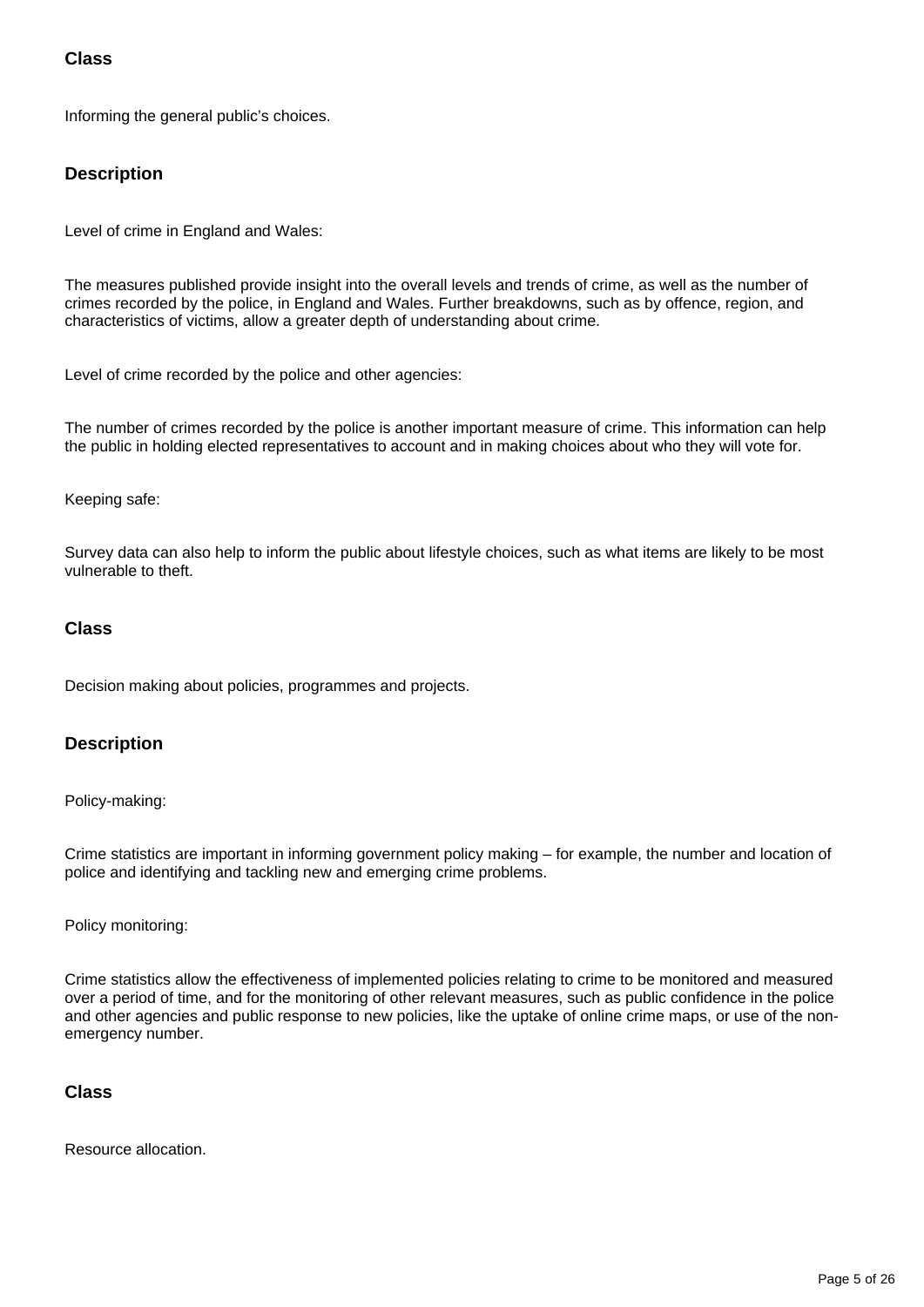### Class

Informing the general public's choices.

### Description

Level of crime in England and Wales:

The measures published provide insight into the overall levels and trends of crime, as well as the number of crimes recorded by the police, in England and Wales. Further breakdowns, such as by offence, region, and characteristics of victims, allow a greater depth of understanding about crime.

Level of crime recorded by the police and other agencies:

The number of crimes recorded by the police is another important measure of crime. This information can help the public in holding elected representatives to account and in making choices about who they will vote for.

Keeping safe:

Survey data can also help to inform the public about lifestyle choices, such as what items are likely to be most vulnerable to theft.

### Class

Decision making about policies, programmes and projects.

### Description

Policy-making:

Crime statistics are important in informing government policy making – for example, the number and location of police and identifying and tackling new and emerging crime problems.

Policy monitoring:

Crime statistics allow the effectiveness of implemented policies relating to crime to be monitored and measured over a period of time, and for the monitoring of other relevant measures, such as public confidence in the police and other agencies and public response to new policies, like the uptake of online crime maps, or use of the non-emergency number.

### Class

Resource allocation.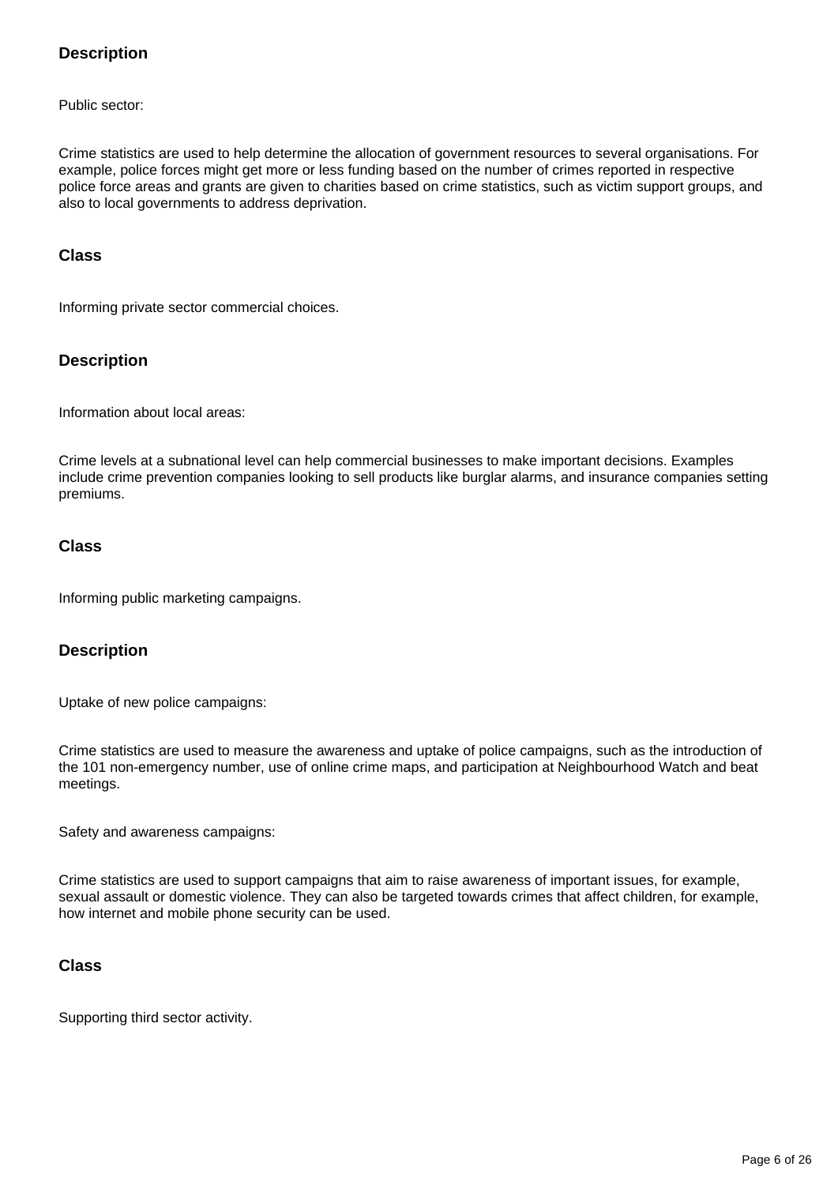### Description

Public sector:

Crime statistics are used to help determine the allocation of government resources to several organisations. For example, police forces might get more or less funding based on the number of crimes reported in respective police force areas and grants are given to charities based on crime statistics, such as victim support groups, and also to local governments to address deprivation.

### Class

Informing private sector commercial choices.

### Description

Information about local areas:

Crime levels at a subnational level can help commercial businesses to make important decisions. Examples include crime prevention companies looking to sell products like burglar alarms, and insurance companies setting premiums.

### Class

Informing public marketing campaigns.

### Description

Uptake of new police campaigns:

Crime statistics are used to measure the awareness and uptake of police campaigns, such as the introduction of the 101 non-emergency number, use of online crime maps, and participation at Neighbourhood Watch and beat meetings.

Safety and awareness campaigns:

Crime statistics are used to support campaigns that aim to raise awareness of important issues, for example, sexual assault or domestic violence. They can also be targeted towards crimes that affect children, for example, how internet and mobile phone security can be used.

### Class

Supporting third sector activity.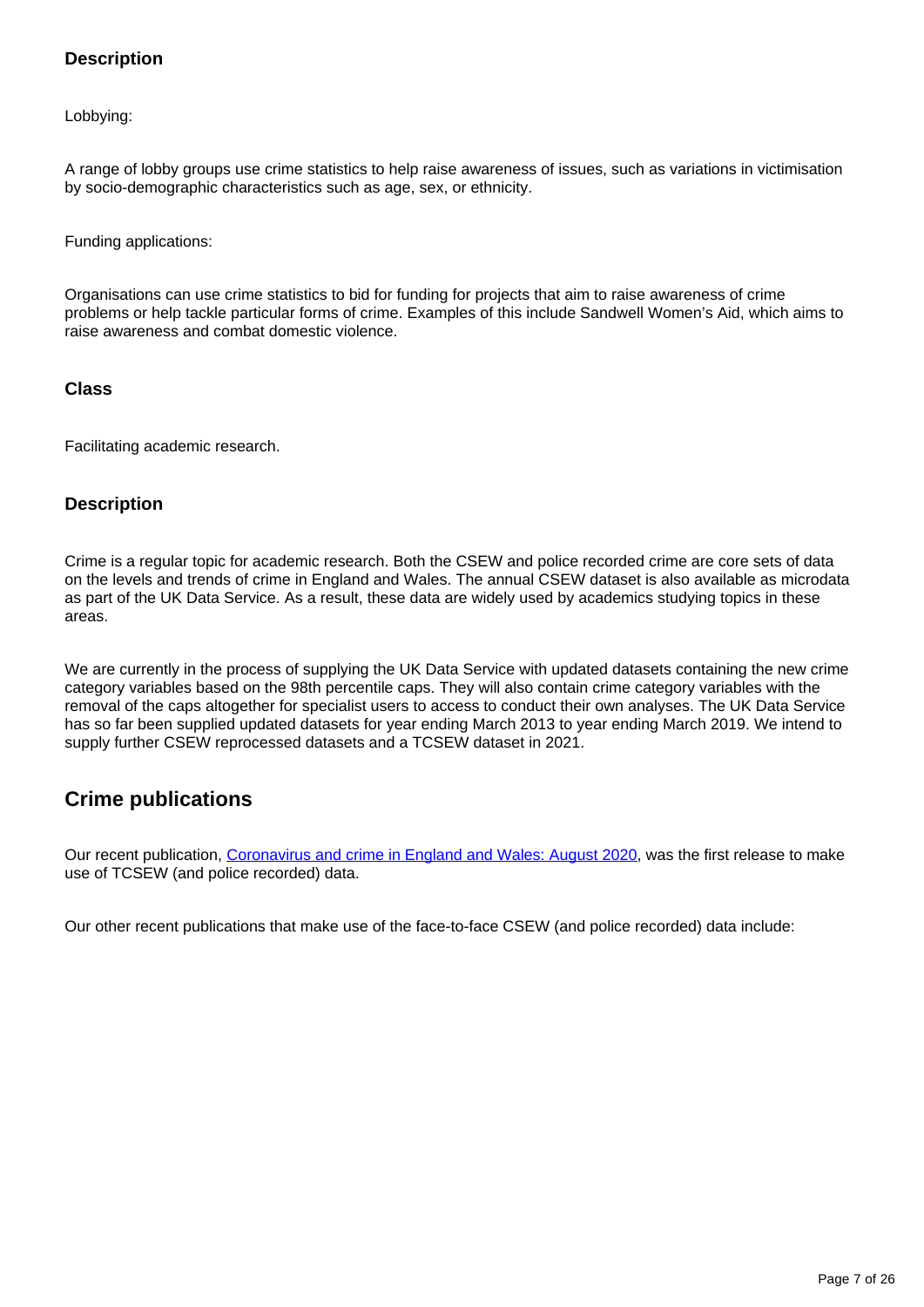### Description

Lobbying:

A range of lobby groups use crime statistics to help raise awareness of issues, such as variations in victimisation by socio-demographic characteristics such as age, sex, or ethnicity.

Funding applications:

Organisations can use crime statistics to bid for funding for projects that aim to raise awareness of crime problems or help tackle particular forms of crime. Examples of this include Sandwell Women's Aid, which aims to raise awareness and combat domestic violence.

### Class

Facilitating academic research.

### Description

Crime is a regular topic for academic research. Both the CSEW and police recorded crime are core sets of data on the levels and trends of crime in England and Wales. The annual CSEW dataset is also available as microdata as part of the UK Data Service. As a result, these data are widely used by academics studying topics in these areas.

We are currently in the process of supplying the UK Data Service with updated datasets containing the new crime category variables based on the 98th percentile caps. They will also contain crime category variables with the removal of the caps altogether for specialist users to access to conduct their own analyses. The UK Data Service has so far been supplied updated datasets for year ending March 2013 to year ending March 2019. We intend to supply further CSEW reprocessed datasets and a TCSEW dataset in 2021.

## Crime publications

Our recent publication, [Coronavirus and crime in England and Wales: August 2020](), was the first release to make use of TCSEW (and police recorded) data.

Our other recent publications that make use of the face-to-face CSEW (and police recorded) data include: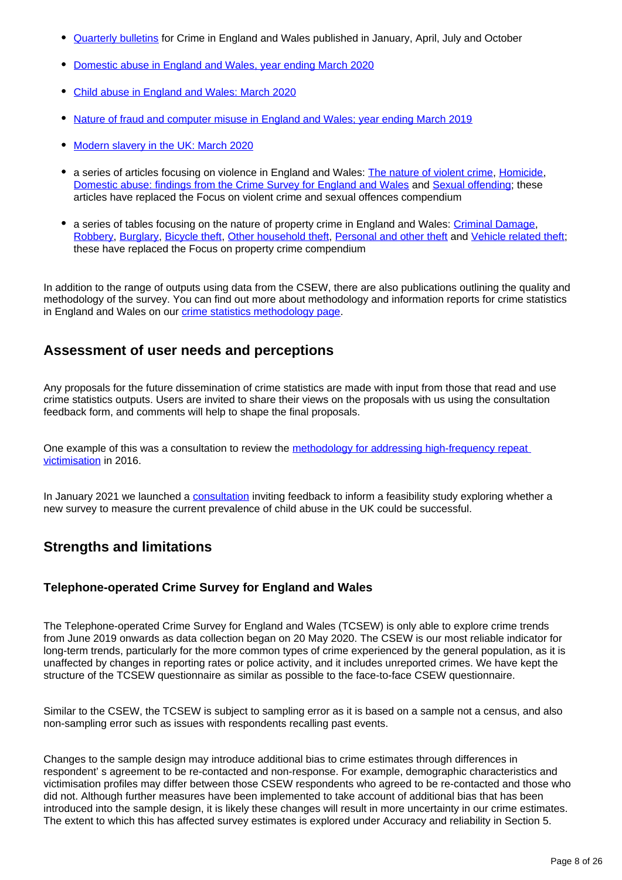- Quarterly bulletins for Crime in England and Wales published in January, April, July and October
- Domestic abuse in England and Wales, year ending March 2020
- Child abuse in England and Wales: March 2020
- Nature of fraud and computer misuse in England and Wales: year ending March 2019
- Modern slavery in the UK: March 2020
- a series of articles focusing on violence in England and Wales: The nature of violent crime, Homicide, Domestic abuse: findings from the Crime Survey for England and Wales and Sexual offending; these articles have replaced the Focus on violent crime and sexual offences compendium
- a series of tables focusing on the nature of property crime in England and Wales: Criminal Damage, Robbery, Burglary, Bicycle theft, Other household theft, Personal and other theft and Vehicle related theft; these have replaced the Focus on property crime compendium

In addition to the range of outputs using data from the CSEW, there are also publications outlining the quality and methodology of the survey. You can find out more about methodology and information reports for crime statistics in England and Wales on our crime statistics methodology page.

## Assessment of user needs and perceptions

Any proposals for the future dissemination of crime statistics are made with input from those that read and use crime statistics outputs. Users are invited to share their views on the proposals with us using the consultation feedback form, and comments will help to shape the final proposals.

One example of this was a consultation to review the methodology for addressing high-frequency repeat victimisation in 2016.

In January 2021 we launched a consultation inviting feedback to inform a feasibility study exploring whether a new survey to measure the current prevalence of child abuse in the UK could be successful.

## Strengths and limitations

### Telephone-operated Crime Survey for England and Wales

The Telephone-operated Crime Survey for England and Wales (TCSEW) is only able to explore crime trends from June 2019 onwards as data collection began on 20 May 2020. The CSEW is our most reliable indicator for long-term trends, particularly for the more common types of crime experienced by the general population, as it is unaffected by changes in reporting rates or police activity, and it includes unreported crimes. We have kept the structure of the TCSEW questionnaire as similar as possible to the face-to-face CSEW questionnaire.

Similar to the CSEW, the TCSEW is subject to sampling error as it is based on a sample not a census, and also non-sampling error such as issues with respondents recalling past events.

Changes to the sample design may introduce additional bias to crime estimates through differences in respondent' s agreement to be re-contacted and non-response. For example, demographic characteristics and victimisation profiles may differ between those CSEW respondents who agreed to be re-contacted and those who did not. Although further measures have been implemented to take account of additional bias that has been introduced into the sample design, it is likely these changes will result in more uncertainty in our crime estimates. The extent to which this has affected survey estimates is explored under Accuracy and reliability in Section 5.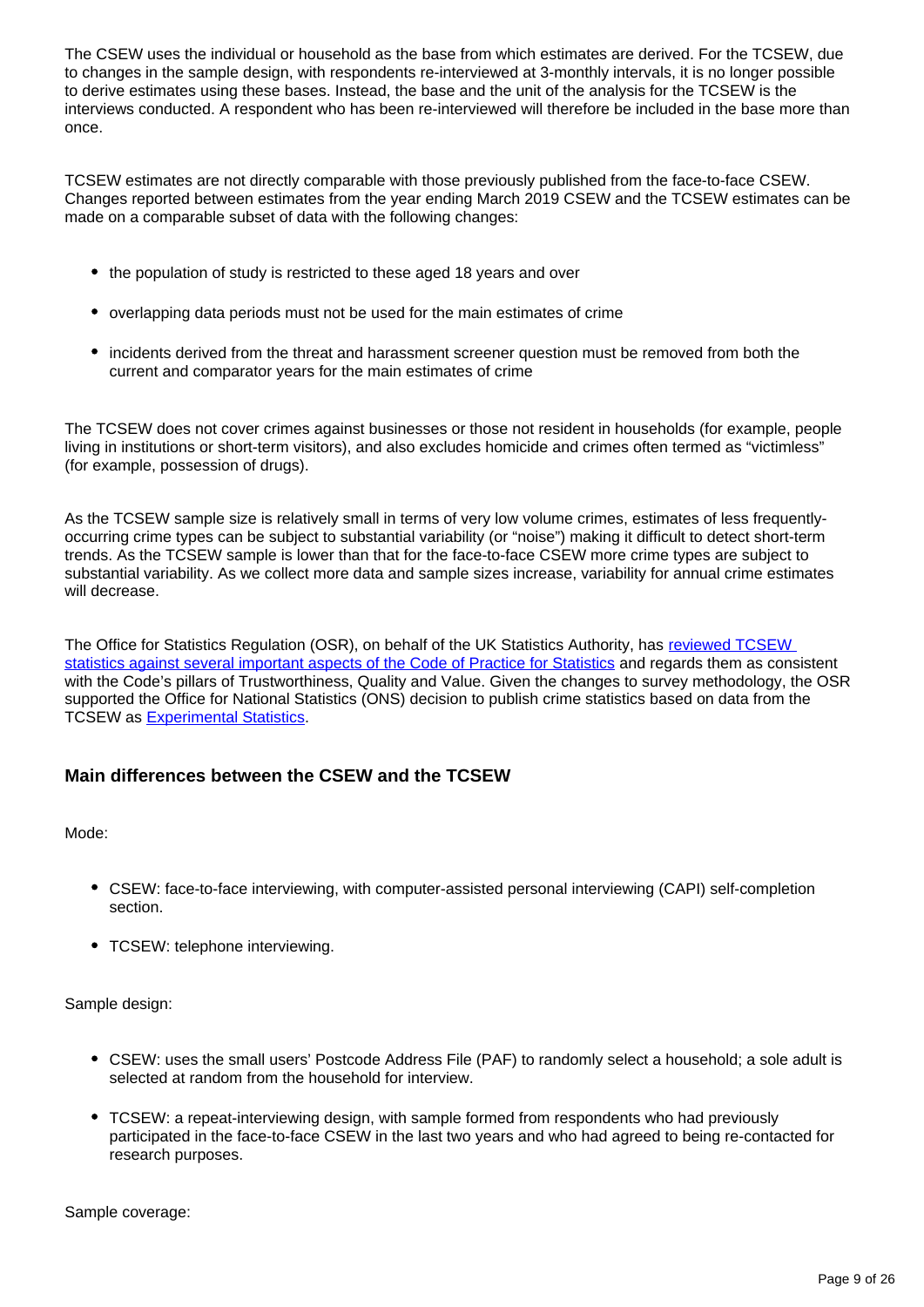The CSEW uses the individual or household as the base from which estimates are derived. For the TCSEW, due to changes in the sample design, with respondents re-interviewed at 3-monthly intervals, it is no longer possible to derive estimates using these bases. Instead, the base and the unit of the analysis for the TCSEW is the interviews conducted. A respondent who has been re-interviewed will therefore be included in the base more than once.

TCSEW estimates are not directly comparable with those previously published from the face-to-face CSEW. Changes reported between estimates from the year ending March 2019 CSEW and the TCSEW estimates can be made on a comparable subset of data with the following changes:

- the population of study is restricted to these aged 18 years and over
- overlapping data periods must not be used for the main estimates of crime
- incidents derived from the threat and harassment screener question must be removed from both the current and comparator years for the main estimates of crime

The TCSEW does not cover crimes against businesses or those not resident in households (for example, people living in institutions or short-term visitors), and also excludes homicide and crimes often termed as "victimless" (for example, possession of drugs).

As the TCSEW sample size is relatively small in terms of very low volume crimes, estimates of less frequently-occurring crime types can be subject to substantial variability (or "noise") making it difficult to detect short-term trends. As the TCSEW sample is lower than that for the face-to-face CSEW more crime types are subject to substantial variability. As we collect more data and sample sizes increase, variability for annual crime estimates will decrease.

The Office for Statistics Regulation (OSR), on behalf of the UK Statistics Authority, has reviewed TCSEW statistics against several important aspects of the Code of Practice for Statistics and regards them as consistent with the Code's pillars of Trustworthiness, Quality and Value. Given the changes to survey methodology, the OSR supported the Office for National Statistics (ONS) decision to publish crime statistics based on data from the TCSEW as Experimental Statistics.

### Main differences between the CSEW and the TCSEW

Mode:

- CSEW: face-to-face interviewing, with computer-assisted personal interviewing (CAPI) self-completion section.
- TCSEW: telephone interviewing.

Sample design:

- CSEW: uses the small users' Postcode Address File (PAF) to randomly select a household; a sole adult is selected at random from the household for interview.
- TCSEW: a repeat-interviewing design, with sample formed from respondents who had previously participated in the face-to-face CSEW in the last two years and who had agreed to being re-contacted for research purposes.

Sample coverage: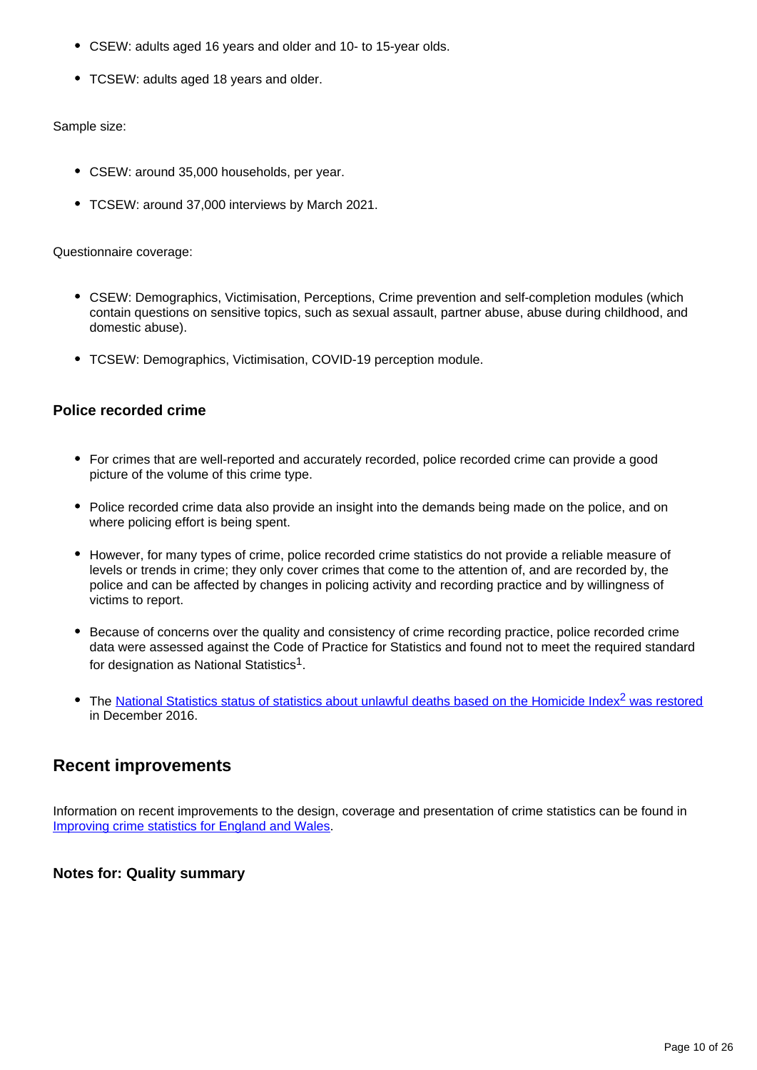- CSEW: adults aged 16 years and older and 10- to 15-year olds.
- TCSEW: adults aged 18 years and older.

Sample size:

- CSEW: around 35,000 households, per year.
- TCSEW: around 37,000 interviews by March 2021.

Questionnaire coverage:

- CSEW: Demographics, Victimisation, Perceptions, Crime prevention and self-completion modules (which contain questions on sensitive topics, such as sexual assault, partner abuse, abuse during childhood, and domestic abuse).
- TCSEW: Demographics, Victimisation, COVID-19 perception module.

### Police recorded crime

- For crimes that are well-reported and accurately recorded, police recorded crime can provide a good picture of the volume of this crime type.
- Police recorded crime data also provide an insight into the demands being made on the police, and on where policing effort is being spent.
- However, for many types of crime, police recorded crime statistics do not provide a reliable measure of levels or trends in crime; they only cover crimes that come to the attention of, and are recorded by, the police and can be affected by changes in policing activity and recording practice and by willingness of victims to report.
- Because of concerns over the quality and consistency of crime recording practice, police recorded crime data were assessed against the Code of Practice for Statistics and found not to meet the required standard for designation as National Statistics[1].
- The National Statistics status of statistics about unlawful deaths based on the Homicide Index[2] was restored in December 2016.

## Recent improvements

Information on recent improvements to the design, coverage and presentation of crime statistics can be found in Improving crime statistics for England and Wales.

### Notes for: Quality summary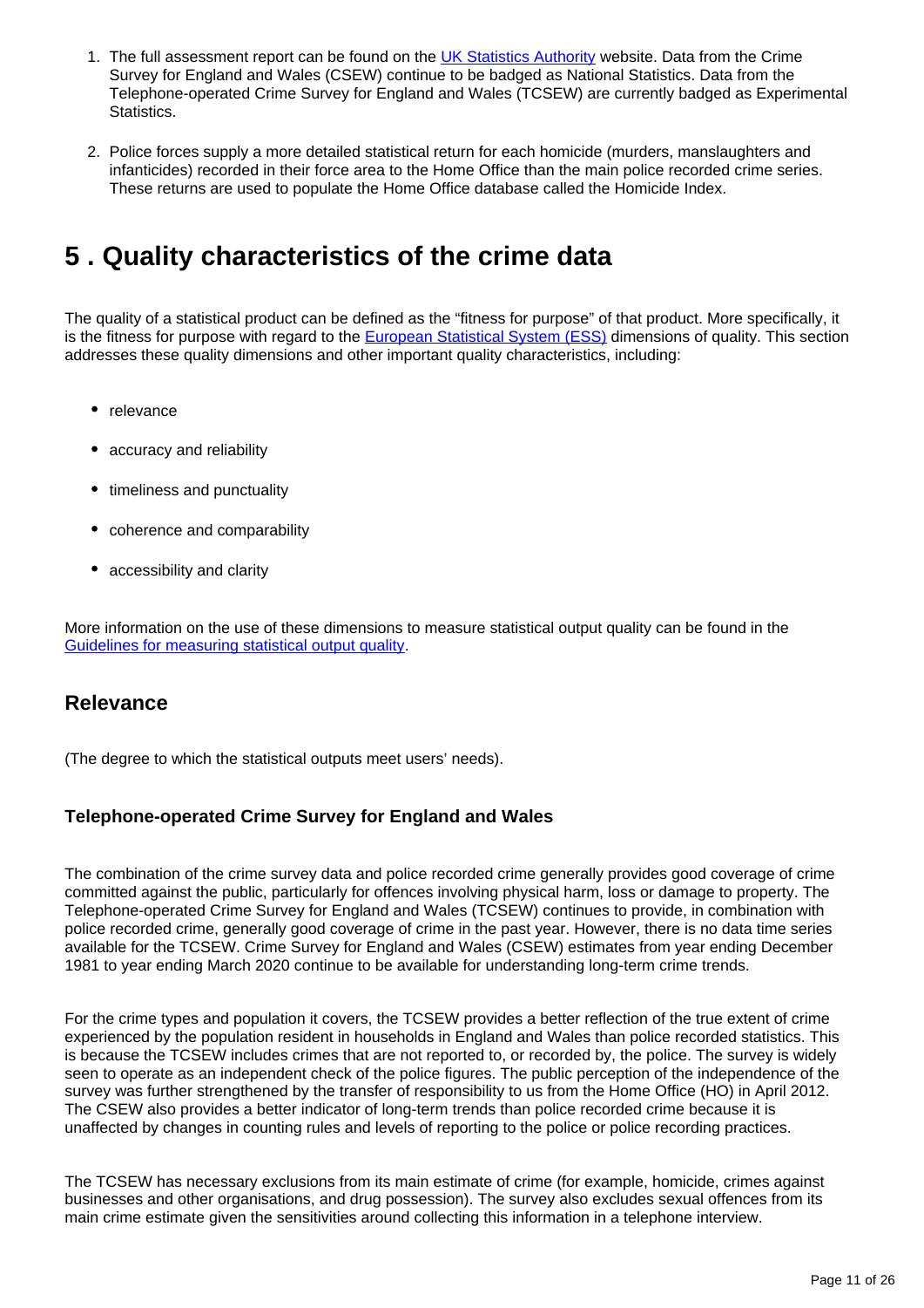1. The full assessment report can be found on the UK Statistics Authority website. Data from the Crime Survey for England and Wales (CSEW) continue to be badged as National Statistics. Data from the Telephone-operated Crime Survey for England and Wales (TCSEW) are currently badged as Experimental Statistics.

2. Police forces supply a more detailed statistical return for each homicide (murders, manslaughters and infanticides) recorded in their force area to the Home Office than the main police recorded crime series. These returns are used to populate the Home Office database called the Homicide Index.

## 5 . Quality characteristics of the crime data

The quality of a statistical product can be defined as the "fitness for purpose" of that product. More specifically, it is the fitness for purpose with regard to the European Statistical System (ESS) dimensions of quality. This section addresses these quality dimensions and other important quality characteristics, including:

- relevance
- accuracy and reliability
- timeliness and punctuality
- coherence and comparability
- accessibility and clarity

More information on the use of these dimensions to measure statistical output quality can be found in the Guidelines for measuring statistical output quality.

### Relevance

(The degree to which the statistical outputs meet users' needs).

#### Telephone-operated Crime Survey for England and Wales

The combination of the crime survey data and police recorded crime generally provides good coverage of crime committed against the public, particularly for offences involving physical harm, loss or damage to property. The Telephone-operated Crime Survey for England and Wales (TCSEW) continues to provide, in combination with police recorded crime, generally good coverage of crime in the past year. However, there is no data time series available for the TCSEW. Crime Survey for England and Wales (CSEW) estimates from year ending December 1981 to year ending March 2020 continue to be available for understanding long-term crime trends.

For the crime types and population it covers, the TCSEW provides a better reflection of the true extent of crime experienced by the population resident in households in England and Wales than police recorded statistics. This is because the TCSEW includes crimes that are not reported to, or recorded by, the police. The survey is widely seen to operate as an independent check of the police figures. The public perception of the independence of the survey was further strengthened by the transfer of responsibility to us from the Home Office (HO) in April 2012. The CSEW also provides a better indicator of long-term trends than police recorded crime because it is unaffected by changes in counting rules and levels of reporting to the police or police recording practices.

The TCSEW has necessary exclusions from its main estimate of crime (for example, homicide, crimes against businesses and other organisations, and drug possession). The survey also excludes sexual offences from its main crime estimate given the sensitivities around collecting this information in a telephone interview.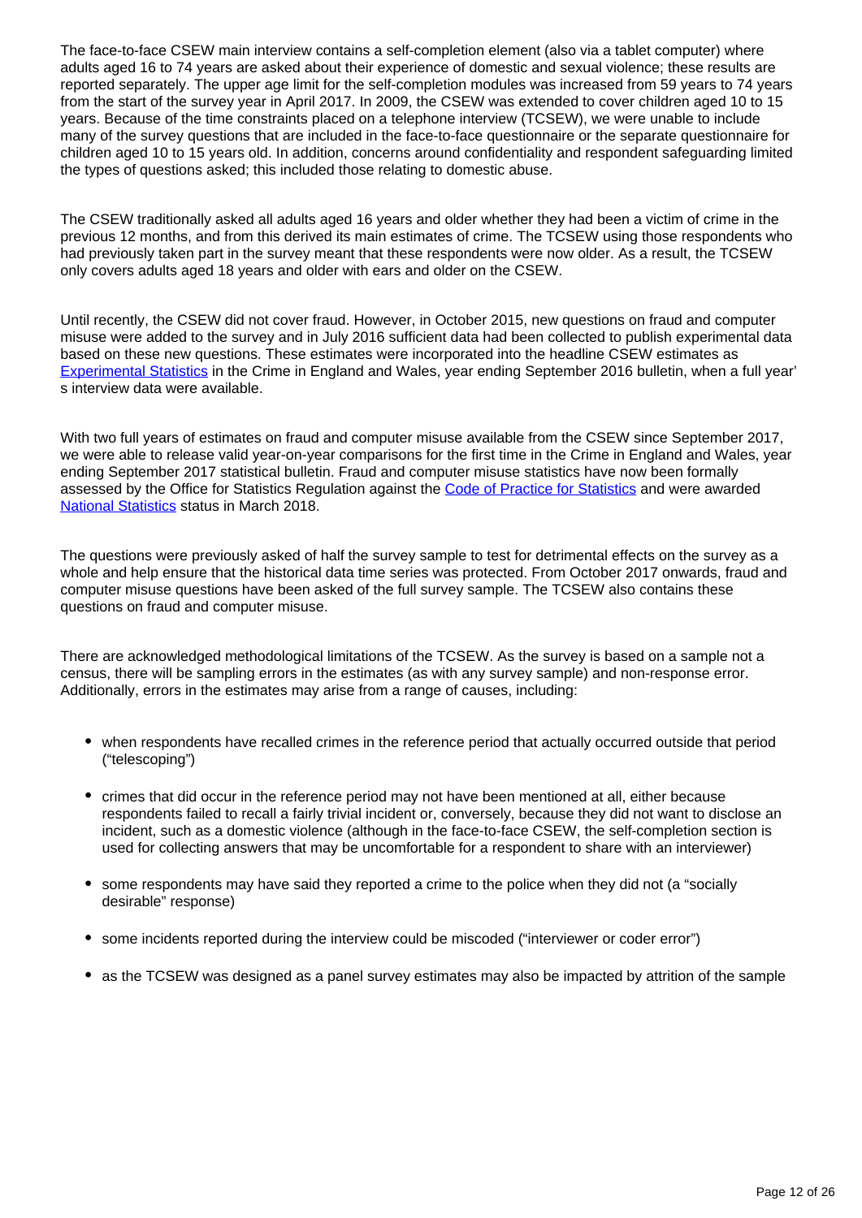The face-to-face CSEW main interview contains a self-completion element (also via a tablet computer) where adults aged 16 to 74 years are asked about their experience of domestic and sexual violence; these results are reported separately. The upper age limit for the self-completion modules was increased from 59 years to 74 years from the start of the survey year in April 2017. In 2009, the CSEW was extended to cover children aged 10 to 15 years. Because of the time constraints placed on a telephone interview (TCSEW), we were unable to include many of the survey questions that are included in the face-to-face questionnaire or the separate questionnaire for children aged 10 to 15 years old. In addition, concerns around confidentiality and respondent safeguarding limited the types of questions asked; this included those relating to domestic abuse.

The CSEW traditionally asked all adults aged 16 years and older whether they had been a victim of crime in the previous 12 months, and from this derived its main estimates of crime. The TCSEW using those respondents who had previously taken part in the survey meant that these respondents were now older. As a result, the TCSEW only covers adults aged 18 years and older with ears and older on the CSEW.

Until recently, the CSEW did not cover fraud. However, in October 2015, new questions on fraud and computer misuse were added to the survey and in July 2016 sufficient data had been collected to publish experimental data based on these new questions. These estimates were incorporated into the headline CSEW estimates as Experimental Statistics in the Crime in England and Wales, year ending September 2016 bulletin, when a full year' s interview data were available.

With two full years of estimates on fraud and computer misuse available from the CSEW since September 2017, we were able to release valid year-on-year comparisons for the first time in the Crime in England and Wales, year ending September 2017 statistical bulletin. Fraud and computer misuse statistics have now been formally assessed by the Office for Statistics Regulation against the Code of Practice for Statistics and were awarded National Statistics status in March 2018.

The questions were previously asked of half the survey sample to test for detrimental effects on the survey as a whole and help ensure that the historical data time series was protected. From October 2017 onwards, fraud and computer misuse questions have been asked of the full survey sample. The TCSEW also contains these questions on fraud and computer misuse.

There are acknowledged methodological limitations of the TCSEW. As the survey is based on a sample not a census, there will be sampling errors in the estimates (as with any survey sample) and non-response error. Additionally, errors in the estimates may arise from a range of causes, including:

- when respondents have recalled crimes in the reference period that actually occurred outside that period ("telescoping")
- crimes that did occur in the reference period may not have been mentioned at all, either because respondents failed to recall a fairly trivial incident or, conversely, because they did not want to disclose an incident, such as a domestic violence (although in the face-to-face CSEW, the self-completion section is used for collecting answers that may be uncomfortable for a respondent to share with an interviewer)
- some respondents may have said they reported a crime to the police when they did not (a "socially desirable" response)
- some incidents reported during the interview could be miscoded ("interviewer or coder error")
- as the TCSEW was designed as a panel survey estimates may also be impacted by attrition of the sample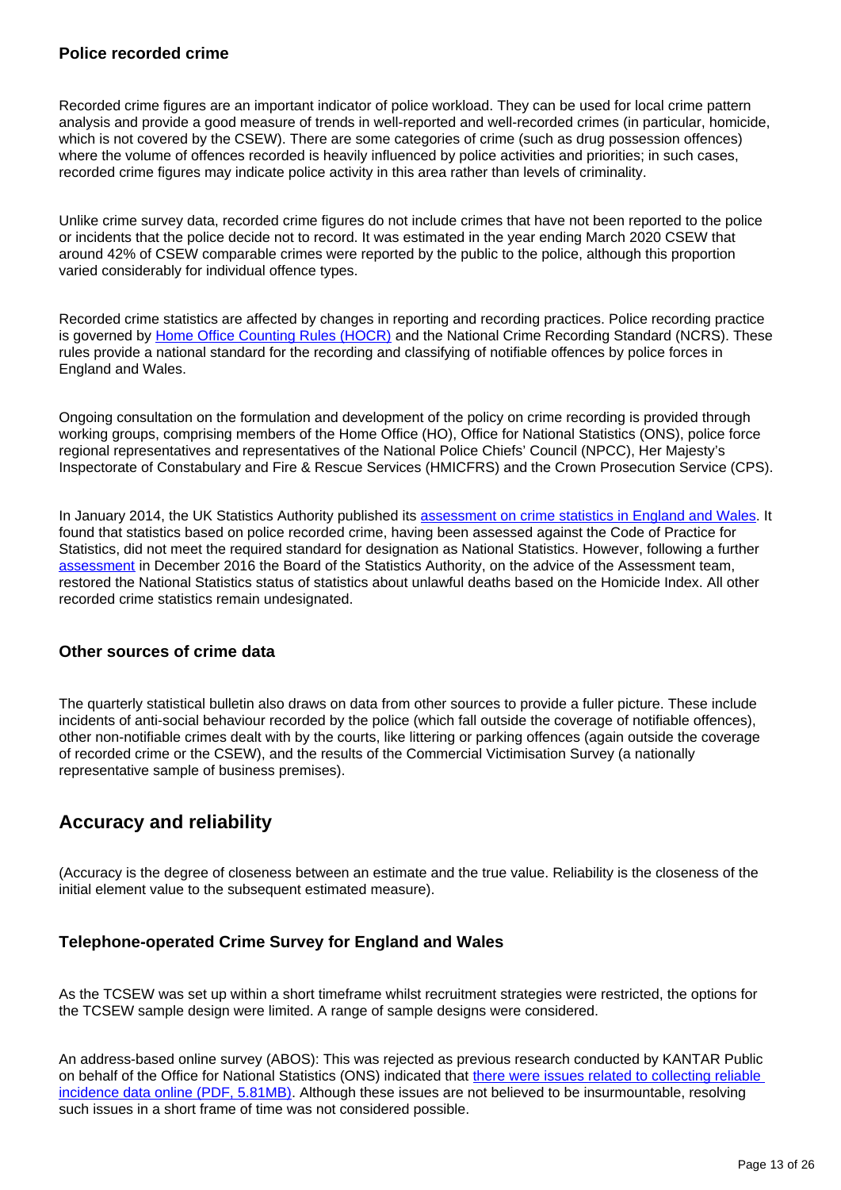### Police recorded crime

Recorded crime figures are an important indicator of police workload. They can be used for local crime pattern analysis and provide a good measure of trends in well-reported and well-recorded crimes (in particular, homicide, which is not covered by the CSEW). There are some categories of crime (such as drug possession offences) where the volume of offences recorded is heavily influenced by police activities and priorities; in such cases, recorded crime figures may indicate police activity in this area rather than levels of criminality.

Unlike crime survey data, recorded crime figures do not include crimes that have not been reported to the police or incidents that the police decide not to record. It was estimated in the year ending March 2020 CSEW that around 42% of CSEW comparable crimes were reported by the public to the police, although this proportion varied considerably for individual offence types.

Recorded crime statistics are affected by changes in reporting and recording practices. Police recording practice is governed by Home Office Counting Rules (HOCR) and the National Crime Recording Standard (NCRS). These rules provide a national standard for the recording and classifying of notifiable offences by police forces in England and Wales.

Ongoing consultation on the formulation and development of the policy on crime recording is provided through working groups, comprising members of the Home Office (HO), Office for National Statistics (ONS), police force regional representatives and representatives of the National Police Chiefs' Council (NPCC), Her Majesty's Inspectorate of Constabulary and Fire & Rescue Services (HMICFRS) and the Crown Prosecution Service (CPS).

In January 2014, the UK Statistics Authority published its assessment on crime statistics in England and Wales. It found that statistics based on police recorded crime, having been assessed against the Code of Practice for Statistics, did not meet the required standard for designation as National Statistics. However, following a further assessment in December 2016 the Board of the Statistics Authority, on the advice of the Assessment team, restored the National Statistics status of statistics about unlawful deaths based on the Homicide Index. All other recorded crime statistics remain undesignated.

### Other sources of crime data

The quarterly statistical bulletin also draws on data from other sources to provide a fuller picture. These include incidents of anti-social behaviour recorded by the police (which fall outside the coverage of notifiable offences), other non-notifiable crimes dealt with by the courts, like littering or parking offences (again outside the coverage of recorded crime or the CSEW), and the results of the Commercial Victimisation Survey (a nationally representative sample of business premises).

## Accuracy and reliability

(Accuracy is the degree of closeness between an estimate and the true value. Reliability is the closeness of the initial element value to the subsequent estimated measure).

### Telephone-operated Crime Survey for England and Wales

As the TCSEW was set up within a short timeframe whilst recruitment strategies were restricted, the options for the TCSEW sample design were limited. A range of sample designs were considered.

An address-based online survey (ABOS): This was rejected as previous research conducted by KANTAR Public on behalf of the Office for National Statistics (ONS) indicated that there were issues related to collecting reliable incidence data online (PDF, 5.81MB). Although these issues are not believed to be insurmountable, resolving such issues in a short frame of time was not considered possible.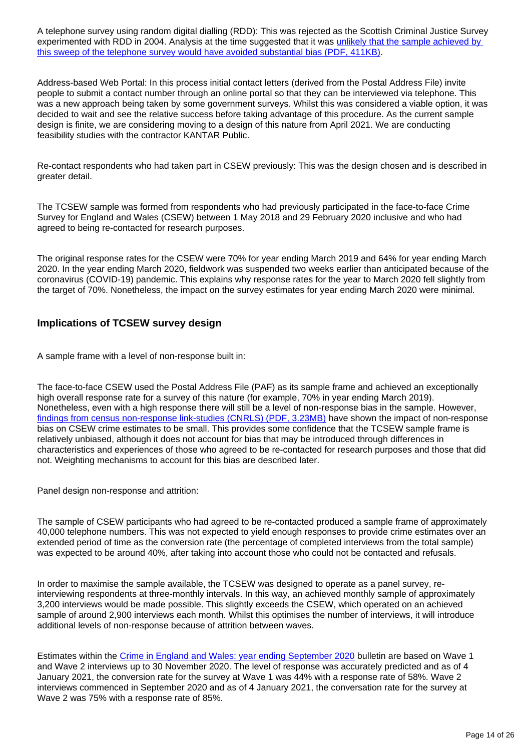A telephone survey using random digital dialling (RDD): This was rejected as the Scottish Criminal Justice Survey experimented with RDD in 2004. Analysis at the time suggested that it was [unlikely that the sample achieved by this sweep of the telephone survey would have avoided substantial bias (PDF, 411KB)](#).

Address-based Web Portal: In this process initial contact letters (derived from the Postal Address File) invite people to submit a contact number through an online portal so that they can be interviewed via telephone. This was a new approach being taken by some government surveys. Whilst this was considered a viable option, it was decided to wait and see the relative success before taking advantage of this procedure. As the current sample design is finite, we are considering moving to a design of this nature from April 2021. We are conducting feasibility studies with the contractor KANTAR Public.

Re-contact respondents who had taken part in CSEW previously: This was the design chosen and is described in greater detail.

The TCSEW sample was formed from respondents who had previously participated in the face-to-face Crime Survey for England and Wales (CSEW) between 1 May 2018 and 29 February 2020 inclusive and who had agreed to being re-contacted for research purposes.

The original response rates for the CSEW were 70% for year ending March 2019 and 64% for year ending March 2020. In the year ending March 2020, fieldwork was suspended two weeks earlier than anticipated because of the coronavirus (COVID-19) pandemic. This explains why response rates for the year to March 2020 fell slightly from the target of 70%. Nonetheless, the impact on the survey estimates for year ending March 2020 were minimal.

### Implications of TCSEW survey design

A sample frame with a level of non-response built in:

The face-to-face CSEW used the Postal Address File (PAF) as its sample frame and achieved an exceptionally high overall response rate for a survey of this nature (for example, 70% in year ending March 2019). Nonetheless, even with a high response there will still be a level of non-response bias in the sample. However, [findings from census non-response link-studies (CNRLS) (PDF, 3.23MB)](#) have shown the impact of non-response bias on CSEW crime estimates to be small. This provides some confidence that the TCSEW sample frame is relatively unbiased, although it does not account for bias that may be introduced through differences in characteristics and experiences of those who agreed to be re-contacted for research purposes and those that did not. Weighting mechanisms to account for this bias are described later.

Panel design non-response and attrition:

The sample of CSEW participants who had agreed to be re-contacted produced a sample frame of approximately 40,000 telephone numbers. This was not expected to yield enough responses to provide crime estimates over an extended period of time as the conversion rate (the percentage of completed interviews from the total sample) was expected to be around 40%, after taking into account those who could not be contacted and refusals.

In order to maximise the sample available, the TCSEW was designed to operate as a panel survey, re-interviewing respondents at three-monthly intervals. In this way, an achieved monthly sample of approximately 3,200 interviews would be made possible. This slightly exceeds the CSEW, which operated on an achieved sample of around 2,900 interviews each month. Whilst this optimises the number of interviews, it will introduce additional levels of non-response because of attrition between waves.

Estimates within the [Crime in England and Wales: year ending September 2020](#) bulletin are based on Wave 1 and Wave 2 interviews up to 30 November 2020. The level of response was accurately predicted and as of 4 January 2021, the conversion rate for the survey at Wave 1 was 44% with a response rate of 58%. Wave 2 interviews commenced in September 2020 and as of 4 January 2021, the conversation rate for the survey at Wave 2 was 75% with a response rate of 85%.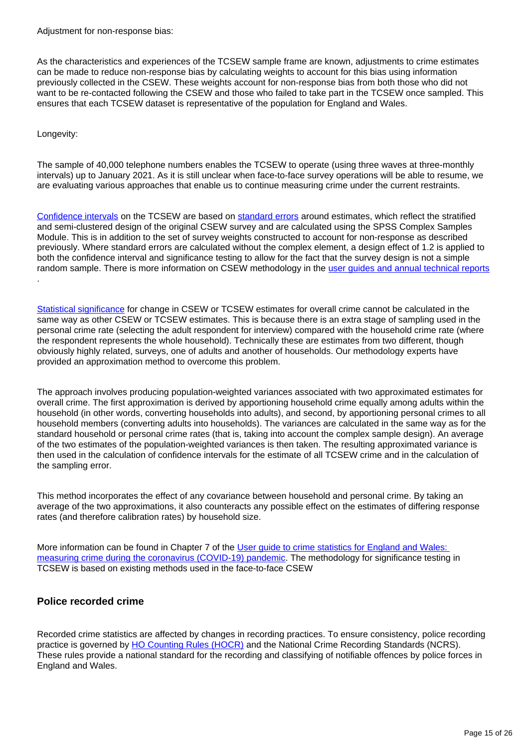Adjustment for non-response bias:

As the characteristics and experiences of the TCSEW sample frame are known, adjustments to crime estimates can be made to reduce non-response bias by calculating weights to account for this bias using information previously collected in the CSEW. These weights account for non-response bias from both those who did not want to be re-contacted following the CSEW and those who failed to take part in the TCSEW once sampled. This ensures that each TCSEW dataset is representative of the population for England and Wales.

Longevity:

The sample of 40,000 telephone numbers enables the TCSEW to operate (using three waves at three-monthly intervals) up to January 2021. As it is still unclear when face-to-face survey operations will be able to resume, we are evaluating various approaches that enable us to continue measuring crime under the current restraints.

Confidence intervals on the TCSEW are based on standard errors around estimates, which reflect the stratified and semi-clustered design of the original CSEW survey and are calculated using the SPSS Complex Samples Module. This is in addition to the set of survey weights constructed to account for non-response as described previously. Where standard errors are calculated without the complex element, a design effect of 1.2 is applied to both the confidence interval and significance testing to allow for the fact that the survey design is not a simple random sample. There is more information on CSEW methodology in the user guides and annual technical reports.

Statistical significance for change in CSEW or TCSEW estimates for overall crime cannot be calculated in the same way as other CSEW or TCSEW estimates. This is because there is an extra stage of sampling used in the personal crime rate (selecting the adult respondent for interview) compared with the household crime rate (where the respondent represents the whole household). Technically these are estimates from two different, though obviously highly related, surveys, one of adults and another of households. Our methodology experts have provided an approximation method to overcome this problem.

The approach involves producing population-weighted variances associated with two approximated estimates for overall crime. The first approximation is derived by apportioning household crime equally among adults within the household (in other words, converting households into adults), and second, by apportioning personal crimes to all household members (converting adults into households). The variances are calculated in the same way as for the standard household or personal crime rates (that is, taking into account the complex sample design). An average of the two estimates of the population-weighted variances is then taken. The resulting approximated variance is then used in the calculation of confidence intervals for the estimate of all TCSEW crime and in the calculation of the sampling error.

This method incorporates the effect of any covariance between household and personal crime. By taking an average of the two approximations, it also counteracts any possible effect on the estimates of differing response rates (and therefore calibration rates) by household size.

More information can be found in Chapter 7 of the User guide to crime statistics for England and Wales: measuring crime during the coronavirus (COVID-19) pandemic. The methodology for significance testing in TCSEW is based on existing methods used in the face-to-face CSEW

### Police recorded crime

Recorded crime statistics are affected by changes in recording practices. To ensure consistency, police recording practice is governed by HO Counting Rules (HOCR) and the National Crime Recording Standards (NCRS). These rules provide a national standard for the recording and classifying of notifiable offences by police forces in England and Wales.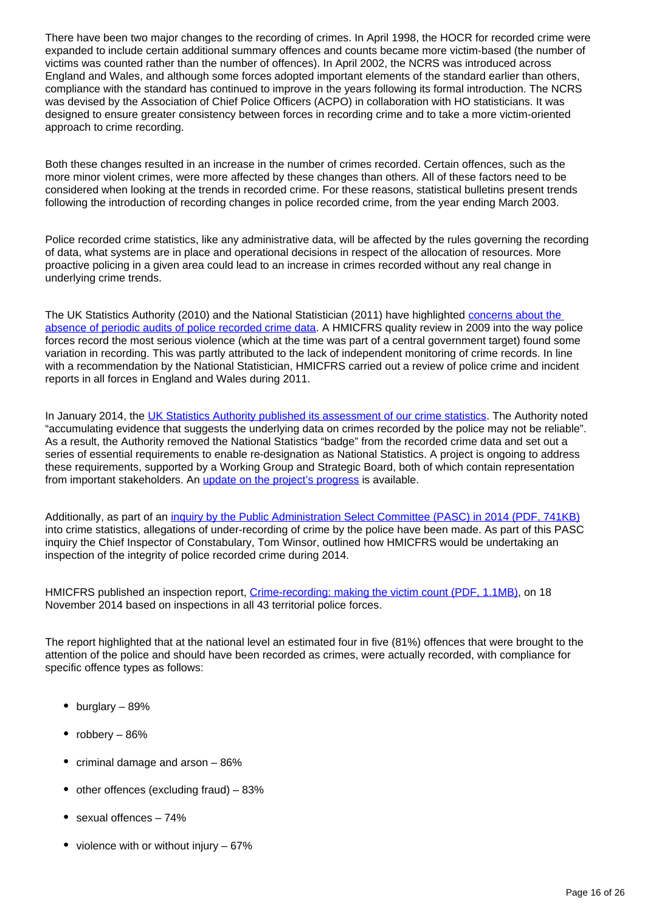There have been two major changes to the recording of crimes. In April 1998, the HOCR for recorded crime were expanded to include certain additional summary offences and counts became more victim-based (the number of victims was counted rather than the number of offences). In April 2002, the NCRS was introduced across England and Wales, and although some forces adopted important elements of the standard earlier than others, compliance with the standard has continued to improve in the years following its formal introduction. The NCRS was devised by the Association of Chief Police Officers (ACPO) in collaboration with HO statisticians. It was designed to ensure greater consistency between forces in recording crime and to take a more victim-oriented approach to crime recording.

Both these changes resulted in an increase in the number of crimes recorded. Certain offences, such as the more minor violent crimes, were more affected by these changes than others. All of these factors need to be considered when looking at the trends in recorded crime. For these reasons, statistical bulletins present trends following the introduction of recording changes in police recorded crime, from the year ending March 2003.

Police recorded crime statistics, like any administrative data, will be affected by the rules governing the recording of data, what systems are in place and operational decisions in respect of the allocation of resources. More proactive policing in a given area could lead to an increase in crimes recorded without any real change in underlying crime trends.

The UK Statistics Authority (2010) and the National Statistician (2011) have highlighted concerns about the absence of periodic audits of police recorded crime data. A HMICFRS quality review in 2009 into the way police forces record the most serious violence (which at the time was part of a central government target) found some variation in recording. This was partly attributed to the lack of independent monitoring of crime records. In line with a recommendation by the National Statistician, HMICFRS carried out a review of police crime and incident reports in all forces in England and Wales during 2011.

In January 2014, the UK Statistics Authority published its assessment of our crime statistics. The Authority noted "accumulating evidence that suggests the underlying data on crimes recorded by the police may not be reliable". As a result, the Authority removed the National Statistics "badge" from the recorded crime data and set out a series of essential requirements to enable re-designation as National Statistics. A project is ongoing to address these requirements, supported by a Working Group and Strategic Board, both of which contain representation from important stakeholders. An update on the project's progress is available.

Additionally, as part of an inquiry by the Public Administration Select Committee (PASC) in 2014 (PDF, 741KB) into crime statistics, allegations of under-recording of crime by the police have been made. As part of this PASC inquiry the Chief Inspector of Constabulary, Tom Winsor, outlined how HMICFRS would be undertaking an inspection of the integrity of police recorded crime during 2014.

HMICFRS published an inspection report, Crime-recording: making the victim count (PDF, 1.1MB), on 18 November 2014 based on inspections in all 43 territorial police forces.

The report highlighted that at the national level an estimated four in five (81%) offences that were brought to the attention of the police and should have been recorded as crimes, were actually recorded, with compliance for specific offence types as follows:

- burglary – 89%
- robbery – 86%
- criminal damage and arson – 86%
- other offences (excluding fraud) – 83%
- sexual offences – 74%
- violence with or without injury – 67%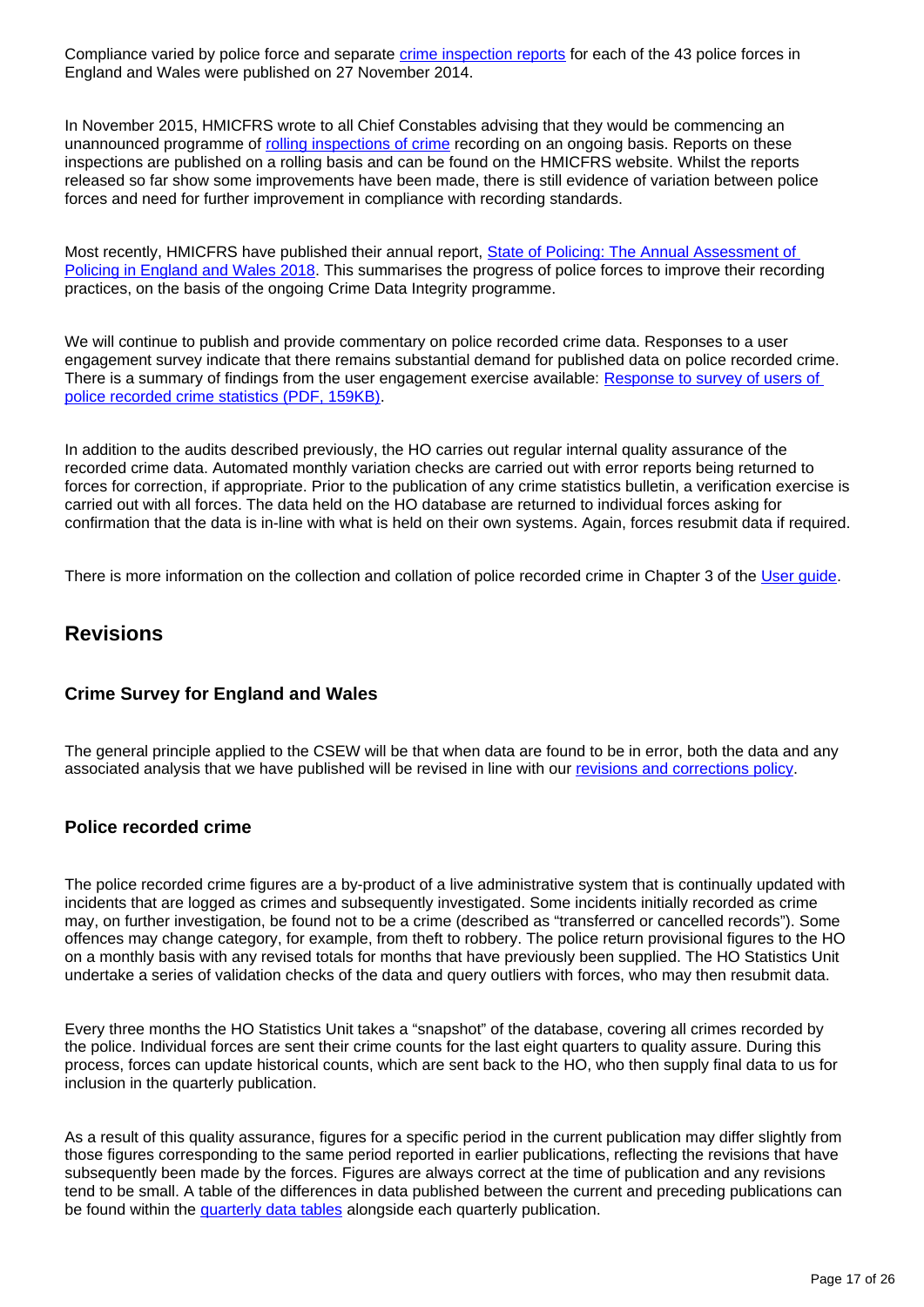Compliance varied by police force and separate [crime inspection reports](#) for each of the 43 police forces in England and Wales were published on 27 November 2014.

In November 2015, HMICFRS wrote to all Chief Constables advising that they would be commencing an unannounced programme of [rolling inspections of crime](#) recording on an ongoing basis. Reports on these inspections are published on a rolling basis and can be found on the HMICFRS website. Whilst the reports released so far show some improvements have been made, there is still evidence of variation between police forces and need for further improvement in compliance with recording standards.

Most recently, HMICFRS have published their annual report, [State of Policing: The Annual Assessment of Policing in England and Wales 2018](#). This summarises the progress of police forces to improve their recording practices, on the basis of the ongoing Crime Data Integrity programme.

We will continue to publish and provide commentary on police recorded crime data. Responses to a user engagement survey indicate that there remains substantial demand for published data on police recorded crime. There is a summary of findings from the user engagement exercise available: [Response to survey of users of police recorded crime statistics (PDF, 159KB)](#).

In addition to the audits described previously, the HO carries out regular internal quality assurance of the recorded crime data. Automated monthly variation checks are carried out with error reports being returned to forces for correction, if appropriate. Prior to the publication of any crime statistics bulletin, a verification exercise is carried out with all forces. The data held on the HO database are returned to individual forces asking for confirmation that the data is in-line with what is held on their own systems. Again, forces resubmit data if required.

There is more information on the collection and collation of police recorded crime in Chapter 3 of the [User guide](#).

## Revisions

### Crime Survey for England and Wales

The general principle applied to the CSEW will be that when data are found to be in error, both the data and any associated analysis that we have published will be revised in line with our [revisions and corrections policy](#).

### Police recorded crime

The police recorded crime figures are a by-product of a live administrative system that is continually updated with incidents that are logged as crimes and subsequently investigated. Some incidents initially recorded as crime may, on further investigation, be found not to be a crime (described as "transferred or cancelled records"). Some offences may change category, for example, from theft to robbery. The police return provisional figures to the HO on a monthly basis with any revised totals for months that have previously been supplied. The HO Statistics Unit undertake a series of validation checks of the data and query outliers with forces, who may then resubmit data.

Every three months the HO Statistics Unit takes a "snapshot" of the database, covering all crimes recorded by the police. Individual forces are sent their crime counts for the last eight quarters to quality assure. During this process, forces can update historical counts, which are sent back to the HO, who then supply final data to us for inclusion in the quarterly publication.

As a result of this quality assurance, figures for a specific period in the current publication may differ slightly from those figures corresponding to the same period reported in earlier publications, reflecting the revisions that have subsequently been made by the forces. Figures are always correct at the time of publication and any revisions tend to be small. A table of the differences in data published between the current and preceding publications can be found within the [quarterly data tables](#) alongside each quarterly publication.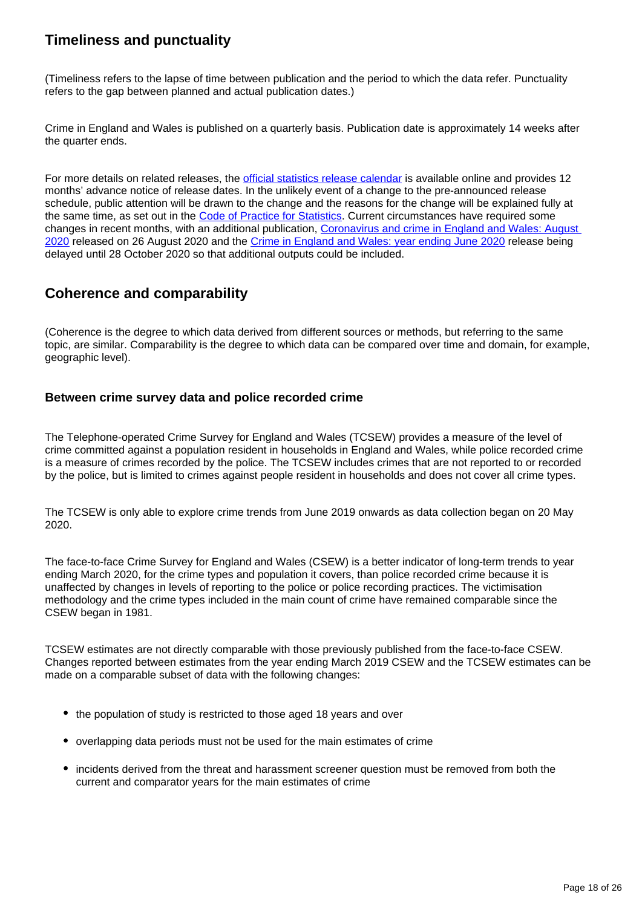## Timeliness and punctuality

(Timeliness refers to the lapse of time between publication and the period to which the data refer. Punctuality refers to the gap between planned and actual publication dates.)

Crime in England and Wales is published on a quarterly basis. Publication date is approximately 14 weeks after the quarter ends.

For more details on related releases, the [official statistics release calendar]() is available online and provides 12 months' advance notice of release dates. In the unlikely event of a change to the pre-announced release schedule, public attention will be drawn to the change and the reasons for the change will be explained fully at the same time, as set out in the [Code of Practice for Statistics](). Current circumstances have required some changes in recent months, with an additional publication, [Coronavirus and crime in England and Wales: August 2020]() released on 26 August 2020 and the [Crime in England and Wales: year ending June 2020]() release being delayed until 28 October 2020 so that additional outputs could be included.

## Coherence and comparability

(Coherence is the degree to which data derived from different sources or methods, but referring to the same topic, are similar. Comparability is the degree to which data can be compared over time and domain, for example, geographic level).

### Between crime survey data and police recorded crime

The Telephone-operated Crime Survey for England and Wales (TCSEW) provides a measure of the level of crime committed against a population resident in households in England and Wales, while police recorded crime is a measure of crimes recorded by the police. The TCSEW includes crimes that are not reported to or recorded by the police, but is limited to crimes against people resident in households and does not cover all crime types.

The TCSEW is only able to explore crime trends from June 2019 onwards as data collection began on 20 May 2020.

The face-to-face Crime Survey for England and Wales (CSEW) is a better indicator of long-term trends to year ending March 2020, for the crime types and population it covers, than police recorded crime because it is unaffected by changes in levels of reporting to the police or police recording practices. The victimisation methodology and the crime types included in the main count of crime have remained comparable since the CSEW began in 1981.

TCSEW estimates are not directly comparable with those previously published from the face-to-face CSEW. Changes reported between estimates from the year ending March 2019 CSEW and the TCSEW estimates can be made on a comparable subset of data with the following changes:

- the population of study is restricted to those aged 18 years and over
- overlapping data periods must not be used for the main estimates of crime
- incidents derived from the threat and harassment screener question must be removed from both the current and comparator years for the main estimates of crime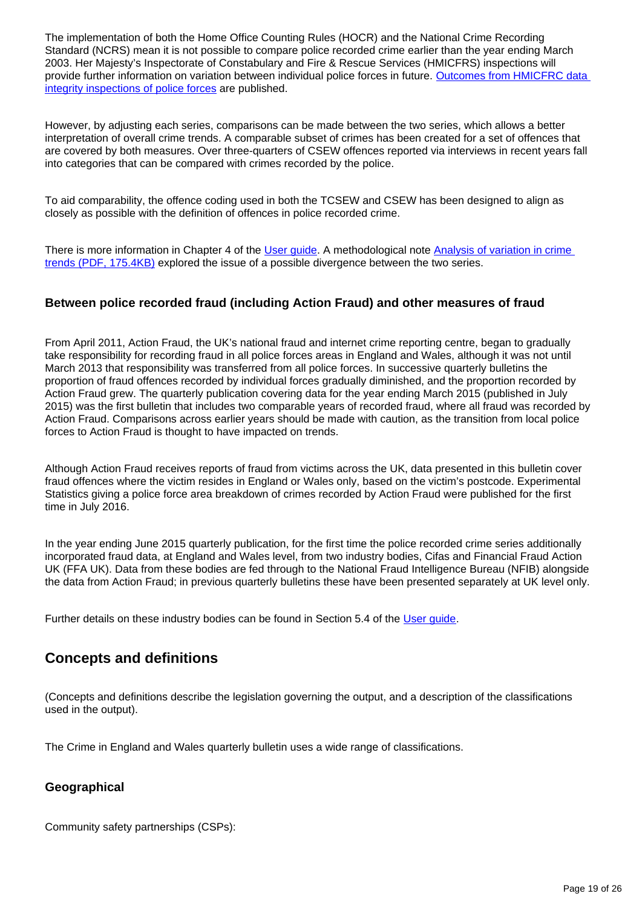The implementation of both the Home Office Counting Rules (HOCR) and the National Crime Recording Standard (NCRS) mean it is not possible to compare police recorded crime earlier than the year ending March 2003. Her Majesty's Inspectorate of Constabulary and Fire & Rescue Services (HMICFRS) inspections will provide further information on variation between individual police forces in future. [Outcomes from HMICFRC data integrity inspections of police forces] are published.

However, by adjusting each series, comparisons can be made between the two series, which allows a better interpretation of overall crime trends. A comparable subset of crimes has been created for a set of offences that are covered by both measures. Over three-quarters of CSEW offences reported via interviews in recent years fall into categories that can be compared with crimes recorded by the police.

To aid comparability, the offence coding used in both the TCSEW and CSEW has been designed to align as closely as possible with the definition of offences in police recorded crime.

There is more information in Chapter 4 of the [User guide]. A methodological note [Analysis of variation in crime trends (PDF, 175.4KB)] explored the issue of a possible divergence between the two series.

### Between police recorded fraud (including Action Fraud) and other measures of fraud

From April 2011, Action Fraud, the UK's national fraud and internet crime reporting centre, began to gradually take responsibility for recording fraud in all police forces areas in England and Wales, although it was not until March 2013 that responsibility was transferred from all police forces. In successive quarterly bulletins the proportion of fraud offences recorded by individual forces gradually diminished, and the proportion recorded by Action Fraud grew. The quarterly publication covering data for the year ending March 2015 (published in July 2015) was the first bulletin that includes two comparable years of recorded fraud, where all fraud was recorded by Action Fraud. Comparisons across earlier years should be made with caution, as the transition from local police forces to Action Fraud is thought to have impacted on trends.

Although Action Fraud receives reports of fraud from victims across the UK, data presented in this bulletin cover fraud offences where the victim resides in England or Wales only, based on the victim's postcode. Experimental Statistics giving a police force area breakdown of crimes recorded by Action Fraud were published for the first time in July 2016.

In the year ending June 2015 quarterly publication, for the first time the police recorded crime series additionally incorporated fraud data, at England and Wales level, from two industry bodies, Cifas and Financial Fraud Action UK (FFA UK). Data from these bodies are fed through to the National Fraud Intelligence Bureau (NFIB) alongside the data from Action Fraud; in previous quarterly bulletins these have been presented separately at UK level only.

Further details on these industry bodies can be found in Section 5.4 of the [User guide].

## Concepts and definitions

(Concepts and definitions describe the legislation governing the output, and a description of the classifications used in the output).

The Crime in England and Wales quarterly bulletin uses a wide range of classifications.

### Geographical

Community safety partnerships (CSPs):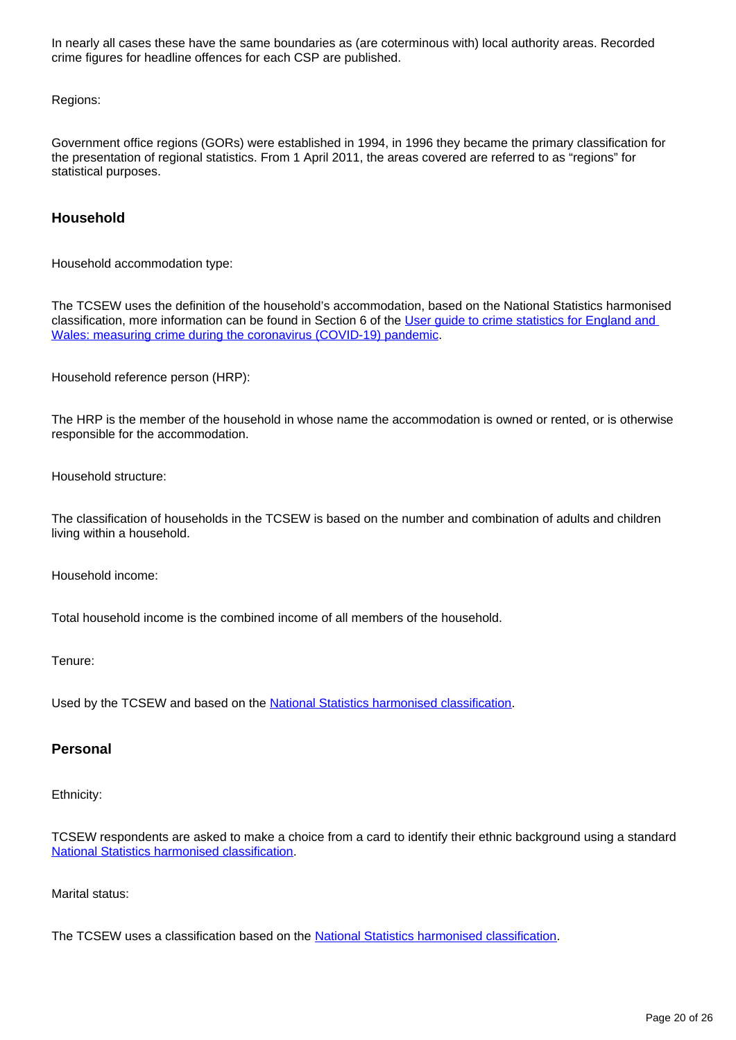In nearly all cases these have the same boundaries as (are coterminous with) local authority areas. Recorded crime figures for headline offences for each CSP are published.

Regions:

Government office regions (GORs) were established in 1994, in 1996 they became the primary classification for the presentation of regional statistics. From 1 April 2011, the areas covered are referred to as "regions" for statistical purposes.

### Household

Household accommodation type:

The TCSEW uses the definition of the household's accommodation, based on the National Statistics harmonised classification, more information can be found in Section 6 of the User guide to crime statistics for England and Wales: measuring crime during the coronavirus (COVID-19) pandemic.

Household reference person (HRP):

The HRP is the member of the household in whose name the accommodation is owned or rented, or is otherwise responsible for the accommodation.

Household structure:

The classification of households in the TCSEW is based on the number and combination of adults and children living within a household.

Household income:

Total household income is the combined income of all members of the household.

Tenure:

Used by the TCSEW and based on the National Statistics harmonised classification.

### Personal

Ethnicity:

TCSEW respondents are asked to make a choice from a card to identify their ethnic background using a standard National Statistics harmonised classification.

Marital status:

The TCSEW uses a classification based on the National Statistics harmonised classification.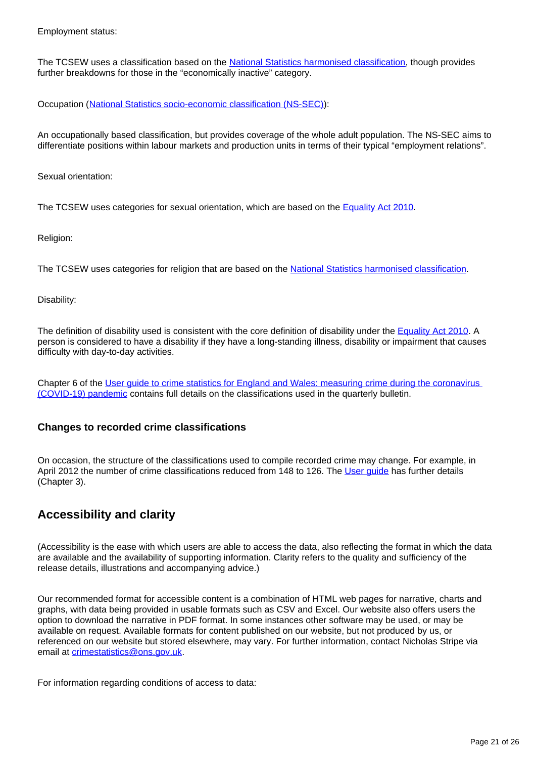Employment status:

The TCSEW uses a classification based on the [National Statistics harmonised classification](), though provides further breakdowns for those in the “economically inactive” category.

Occupation ([National Statistics socio-economic classification (NS-SEC)]()):

An occupationally based classification, but provides coverage of the whole adult population. The NS-SEC aims to differentiate positions within labour markets and production units in terms of their typical “employment relations”.

Sexual orientation:

The TCSEW uses categories for sexual orientation, which are based on the [Equality Act 2010]().

Religion:

The TCSEW uses categories for religion that are based on the [National Statistics harmonised classification]().

Disability:

The definition of disability used is consistent with the core definition of disability under the [Equality Act 2010](). A person is considered to have a disability if they have a long-standing illness, disability or impairment that causes difficulty with day-to-day activities.

Chapter 6 of the [User guide to crime statistics for England and Wales: measuring crime during the coronavirus (COVID-19) pandemic]() contains full details on the classifications used in the quarterly bulletin.

### Changes to recorded crime classifications

On occasion, the structure of the classifications used to compile recorded crime may change. For example, in April 2012 the number of crime classifications reduced from 148 to 126. The [User guide]() has further details (Chapter 3).

## Accessibility and clarity

(Accessibility is the ease with which users are able to access the data, also reflecting the format in which the data are available and the availability of supporting information. Clarity refers to the quality and sufficiency of the release details, illustrations and accompanying advice.)

Our recommended format for accessible content is a combination of HTML web pages for narrative, charts and graphs, with data being provided in usable formats such as CSV and Excel. Our website also offers users the option to download the narrative in PDF format. In some instances other software may be used, or may be available on request. Available formats for content published on our website, but not produced by us, or referenced on our website but stored elsewhere, may vary. For further information, contact Nicholas Stripe via email at [crimestatistics@ons.gov.uk]().

For information regarding conditions of access to data: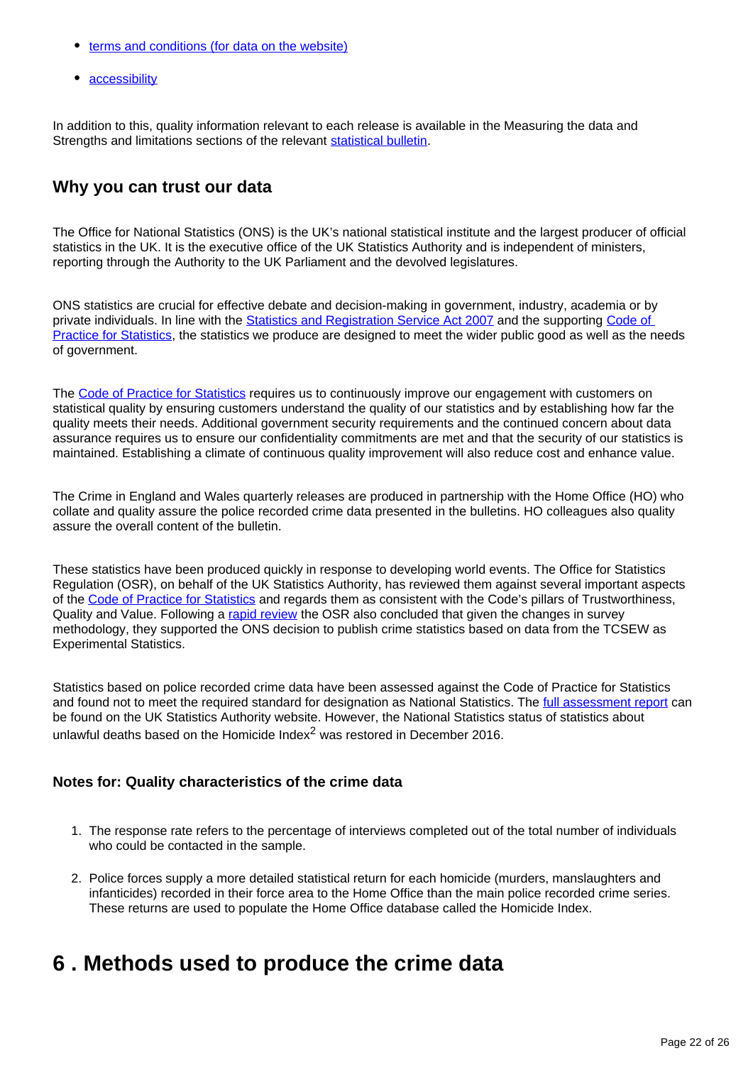- terms and conditions (for data on the website)
- accessibility

In addition to this, quality information relevant to each release is available in the Measuring the data and Strengths and limitations sections of the relevant statistical bulletin.

### Why you can trust our data

The Office for National Statistics (ONS) is the UK's national statistical institute and the largest producer of official statistics in the UK. It is the executive office of the UK Statistics Authority and is independent of ministers, reporting through the Authority to the UK Parliament and the devolved legislatures.

ONS statistics are crucial for effective debate and decision-making in government, industry, academia or by private individuals. In line with the Statistics and Registration Service Act 2007 and the supporting Code of Practice for Statistics, the statistics we produce are designed to meet the wider public good as well as the needs of government.

The Code of Practice for Statistics requires us to continuously improve our engagement with customers on statistical quality by ensuring customers understand the quality of our statistics and by establishing how far the quality meets their needs. Additional government security requirements and the continued concern about data assurance requires us to ensure our confidentiality commitments are met and that the security of our statistics is maintained. Establishing a climate of continuous quality improvement will also reduce cost and enhance value.

The Crime in England and Wales quarterly releases are produced in partnership with the Home Office (HO) who collate and quality assure the police recorded crime data presented in the bulletins. HO colleagues also quality assure the overall content of the bulletin.

These statistics have been produced quickly in response to developing world events. The Office for Statistics Regulation (OSR), on behalf of the UK Statistics Authority, has reviewed them against several important aspects of the Code of Practice for Statistics and regards them as consistent with the Code's pillars of Trustworthiness, Quality and Value. Following a rapid review the OSR also concluded that given the changes in survey methodology, they supported the ONS decision to publish crime statistics based on data from the TCSEW as Experimental Statistics.

Statistics based on police recorded crime data have been assessed against the Code of Practice for Statistics and found not to meet the required standard for designation as National Statistics. The full assessment report can be found on the UK Statistics Authority website. However, the National Statistics status of statistics about unlawful deaths based on the Homicide Index[2] was restored in December 2016.

### Notes for: Quality characteristics of the crime data

1. The response rate refers to the percentage of interviews completed out of the total number of individuals who could be contacted in the sample.
2. Police forces supply a more detailed statistical return for each homicide (murders, manslaughters and infanticides) recorded in their force area to the Home Office than the main police recorded crime series. These returns are used to populate the Home Office database called the Homicide Index.

# 6 . Methods used to produce the crime data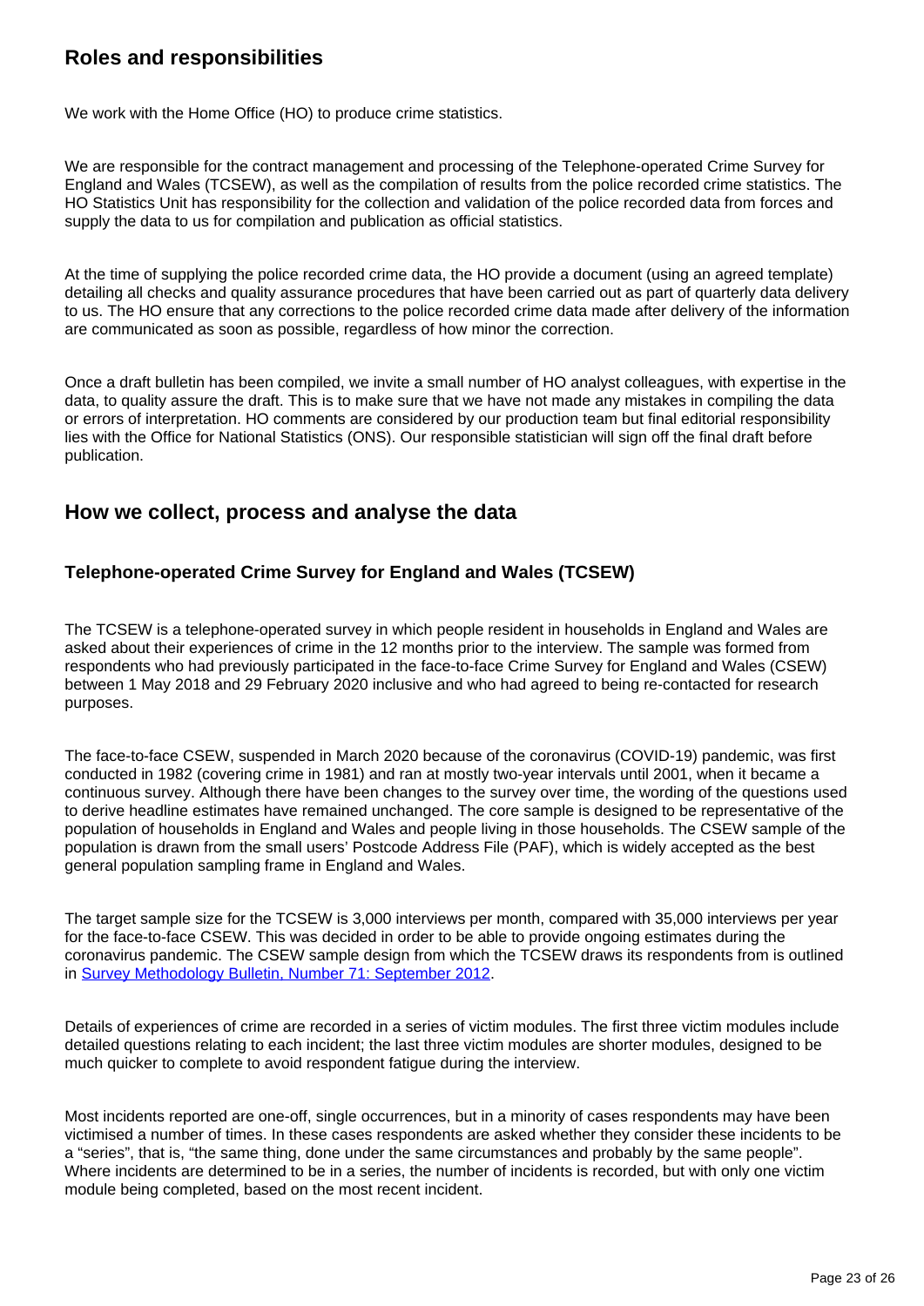## Roles and responsibilities

We work with the Home Office (HO) to produce crime statistics.

We are responsible for the contract management and processing of the Telephone-operated Crime Survey for England and Wales (TCSEW), as well as the compilation of results from the police recorded crime statistics. The HO Statistics Unit has responsibility for the collection and validation of the police recorded data from forces and supply the data to us for compilation and publication as official statistics.

At the time of supplying the police recorded crime data, the HO provide a document (using an agreed template) detailing all checks and quality assurance procedures that have been carried out as part of quarterly data delivery to us. The HO ensure that any corrections to the police recorded crime data made after delivery of the information are communicated as soon as possible, regardless of how minor the correction.

Once a draft bulletin has been compiled, we invite a small number of HO analyst colleagues, with expertise in the data, to quality assure the draft. This is to make sure that we have not made any mistakes in compiling the data or errors of interpretation. HO comments are considered by our production team but final editorial responsibility lies with the Office for National Statistics (ONS). Our responsible statistician will sign off the final draft before publication.

## How we collect, process and analyse the data

### Telephone-operated Crime Survey for England and Wales (TCSEW)

The TCSEW is a telephone-operated survey in which people resident in households in England and Wales are asked about their experiences of crime in the 12 months prior to the interview. The sample was formed from respondents who had previously participated in the face-to-face Crime Survey for England and Wales (CSEW) between 1 May 2018 and 29 February 2020 inclusive and who had agreed to being re-contacted for research purposes.

The face-to-face CSEW, suspended in March 2020 because of the coronavirus (COVID-19) pandemic, was first conducted in 1982 (covering crime in 1981) and ran at mostly two-year intervals until 2001, when it became a continuous survey. Although there have been changes to the survey over time, the wording of the questions used to derive headline estimates have remained unchanged. The core sample is designed to be representative of the population of households in England and Wales and people living in those households. The CSEW sample of the population is drawn from the small users' Postcode Address File (PAF), which is widely accepted as the best general population sampling frame in England and Wales.

The target sample size for the TCSEW is 3,000 interviews per month, compared with 35,000 interviews per year for the face-to-face CSEW. This was decided in order to be able to provide ongoing estimates during the coronavirus pandemic. The CSEW sample design from which the TCSEW draws its respondents from is outlined in [Survey Methodology Bulletin, Number 71: September 2012](#).

Details of experiences of crime are recorded in a series of victim modules. The first three victim modules include detailed questions relating to each incident; the last three victim modules are shorter modules, designed to be much quicker to complete to avoid respondent fatigue during the interview.

Most incidents reported are one-off, single occurrences, but in a minority of cases respondents may have been victimised a number of times. In these cases respondents are asked whether they consider these incidents to be a "series", that is, "the same thing, done under the same circumstances and probably by the same people". Where incidents are determined to be in a series, the number of incidents is recorded, but with only one victim module being completed, based on the most recent incident.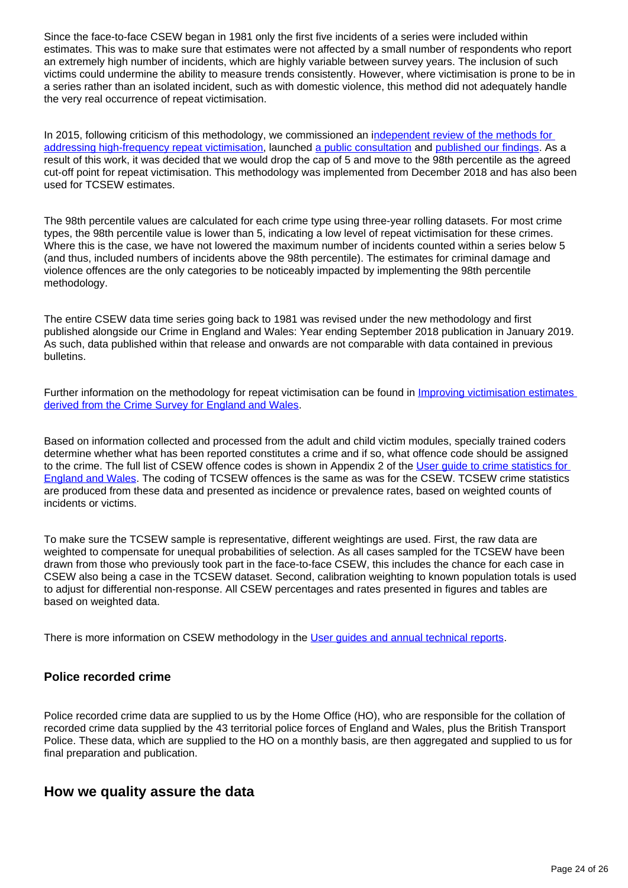Since the face-to-face CSEW began in 1981 only the first five incidents of a series were included within estimates. This was to make sure that estimates were not affected by a small number of respondents who report an extremely high number of incidents, which are highly variable between survey years. The inclusion of such victims could undermine the ability to measure trends consistently. However, where victimisation is prone to be in a series rather than an isolated incident, such as with domestic violence, this method did not adequately handle the very real occurrence of repeat victimisation.

In 2015, following criticism of this methodology, we commissioned an [independent review of the methods for addressing high-frequency repeat victimisation](), launched [a public consultation]() and [published our findings](). As a result of this work, it was decided that we would drop the cap of 5 and move to the 98th percentile as the agreed cut-off point for repeat victimisation. This methodology was implemented from December 2018 and has also been used for TCSEW estimates.

The 98th percentile values are calculated for each crime type using three-year rolling datasets. For most crime types, the 98th percentile value is lower than 5, indicating a low level of repeat victimisation for these crimes. Where this is the case, we have not lowered the maximum number of incidents counted within a series below 5 (and thus, included numbers of incidents above the 98th percentile). The estimates for criminal damage and violence offences are the only categories to be noticeably impacted by implementing the 98th percentile methodology.

The entire CSEW data time series going back to 1981 was revised under the new methodology and first published alongside our Crime in England and Wales: Year ending September 2018 publication in January 2019. As such, data published within that release and onwards are not comparable with data contained in previous bulletins.

Further information on the methodology for repeat victimisation can be found in [Improving victimisation estimates derived from the Crime Survey for England and Wales]().

Based on information collected and processed from the adult and child victim modules, specially trained coders determine whether what has been reported constitutes a crime and if so, what offence code should be assigned to the crime. The full list of CSEW offence codes is shown in Appendix 2 of the [User guide to crime statistics for England and Wales](). The coding of TCSEW offences is the same as was for the CSEW. TCSEW crime statistics are produced from these data and presented as incidence or prevalence rates, based on weighted counts of incidents or victims.

To make sure the TCSEW sample is representative, different weightings are used. First, the raw data are weighted to compensate for unequal probabilities of selection. As all cases sampled for the TCSEW have been drawn from those who previously took part in the face-to-face CSEW, this includes the chance for each case in CSEW also being a case in the TCSEW dataset. Second, calibration weighting to known population totals is used to adjust for differential non-response. All CSEW percentages and rates presented in figures and tables are based on weighted data.

There is more information on CSEW methodology in the [User guides and annual technical reports]().

### Police recorded crime

Police recorded crime data are supplied to us by the Home Office (HO), who are responsible for the collation of recorded crime data supplied by the 43 territorial police forces of England and Wales, plus the British Transport Police. These data, which are supplied to the HO on a monthly basis, are then aggregated and supplied to us for final preparation and publication.

## How we quality assure the data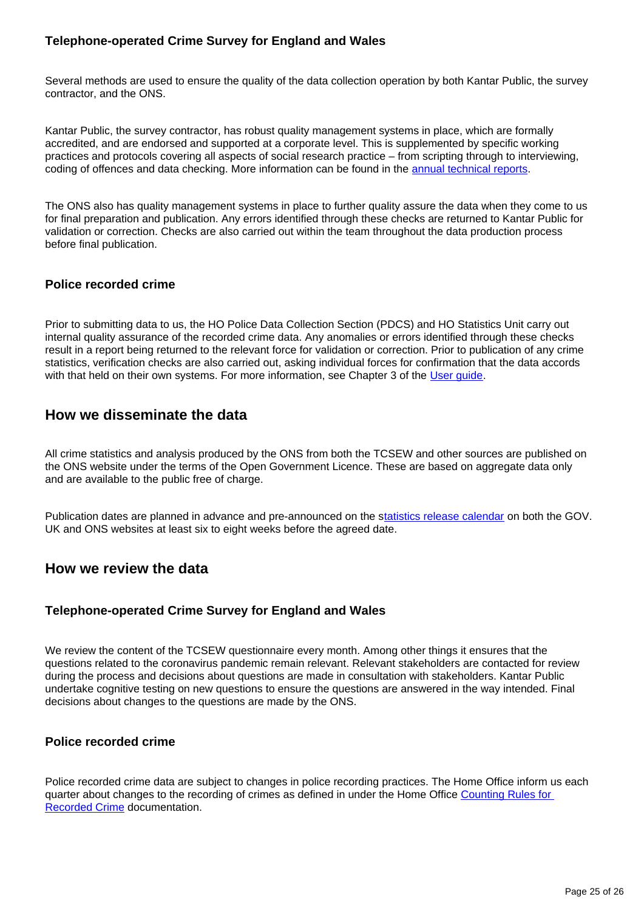### Telephone-operated Crime Survey for England and Wales

Several methods are used to ensure the quality of the data collection operation by both Kantar Public, the survey contractor, and the ONS.

Kantar Public, the survey contractor, has robust quality management systems in place, which are formally accredited, and are endorsed and supported at a corporate level. This is supplemented by specific working practices and protocols covering all aspects of social research practice – from scripting through to interviewing, coding of offences and data checking. More information can be found in the annual technical reports.

The ONS also has quality management systems in place to further quality assure the data when they come to us for final preparation and publication. Any errors identified through these checks are returned to Kantar Public for validation or correction. Checks are also carried out within the team throughout the data production process before final publication.

### Police recorded crime

Prior to submitting data to us, the HO Police Data Collection Section (PDCS) and HO Statistics Unit carry out internal quality assurance of the recorded crime data. Any anomalies or errors identified through these checks result in a report being returned to the relevant force for validation or correction. Prior to publication of any crime statistics, verification checks are also carried out, asking individual forces for confirmation that the data accords with that held on their own systems. For more information, see Chapter 3 of the User guide.

## How we disseminate the data

All crime statistics and analysis produced by the ONS from both the TCSEW and other sources are published on the ONS website under the terms of the Open Government Licence. These are based on aggregate data only and are available to the public free of charge.

Publication dates are planned in advance and pre-announced on the statistics release calendar on both the GOV.UK and ONS websites at least six to eight weeks before the agreed date.

## How we review the data

### Telephone-operated Crime Survey for England and Wales

We review the content of the TCSEW questionnaire every month. Among other things it ensures that the questions related to the coronavirus pandemic remain relevant. Relevant stakeholders are contacted for review during the process and decisions about questions are made in consultation with stakeholders. Kantar Public undertake cognitive testing on new questions to ensure the questions are answered in the way intended. Final decisions about changes to the questions are made by the ONS.

### Police recorded crime

Police recorded crime data are subject to changes in police recording practices. The Home Office inform us each quarter about changes to the recording of crimes as defined in under the Home Office Counting Rules for Recorded Crime documentation.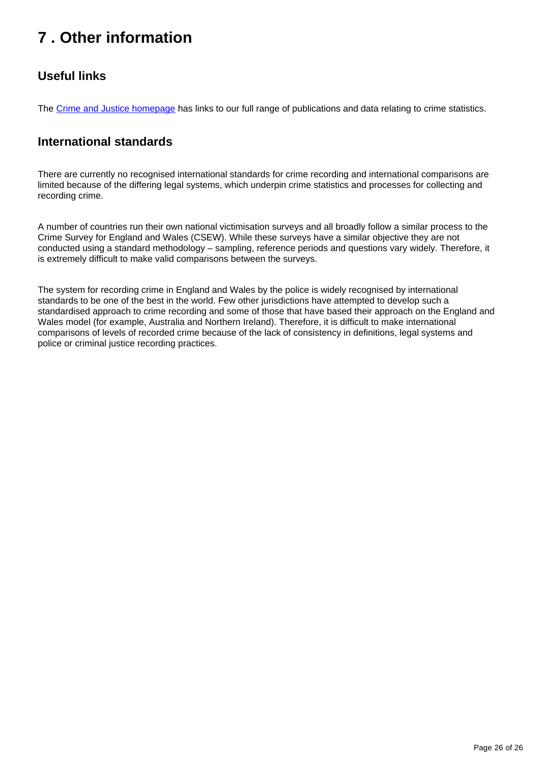# 7 . Other information

## Useful links

The [Crime and Justice homepage] has links to our full range of publications and data relating to crime statistics.

## International standards

There are currently no recognised international standards for crime recording and international comparisons are limited because of the differing legal systems, which underpin crime statistics and processes for collecting and recording crime.

A number of countries run their own national victimisation surveys and all broadly follow a similar process to the Crime Survey for England and Wales (CSEW). While these surveys have a similar objective they are not conducted using a standard methodology – sampling, reference periods and questions vary widely. Therefore, it is extremely difficult to make valid comparisons between the surveys.

The system for recording crime in England and Wales by the police is widely recognised by international standards to be one of the best in the world. Few other jurisdictions have attempted to develop such a standardised approach to crime recording and some of those that have based their approach on the England and Wales model (for example, Australia and Northern Ireland). Therefore, it is difficult to make international comparisons of levels of recorded crime because of the lack of consistency in definitions, legal systems and police or criminal justice recording practices.